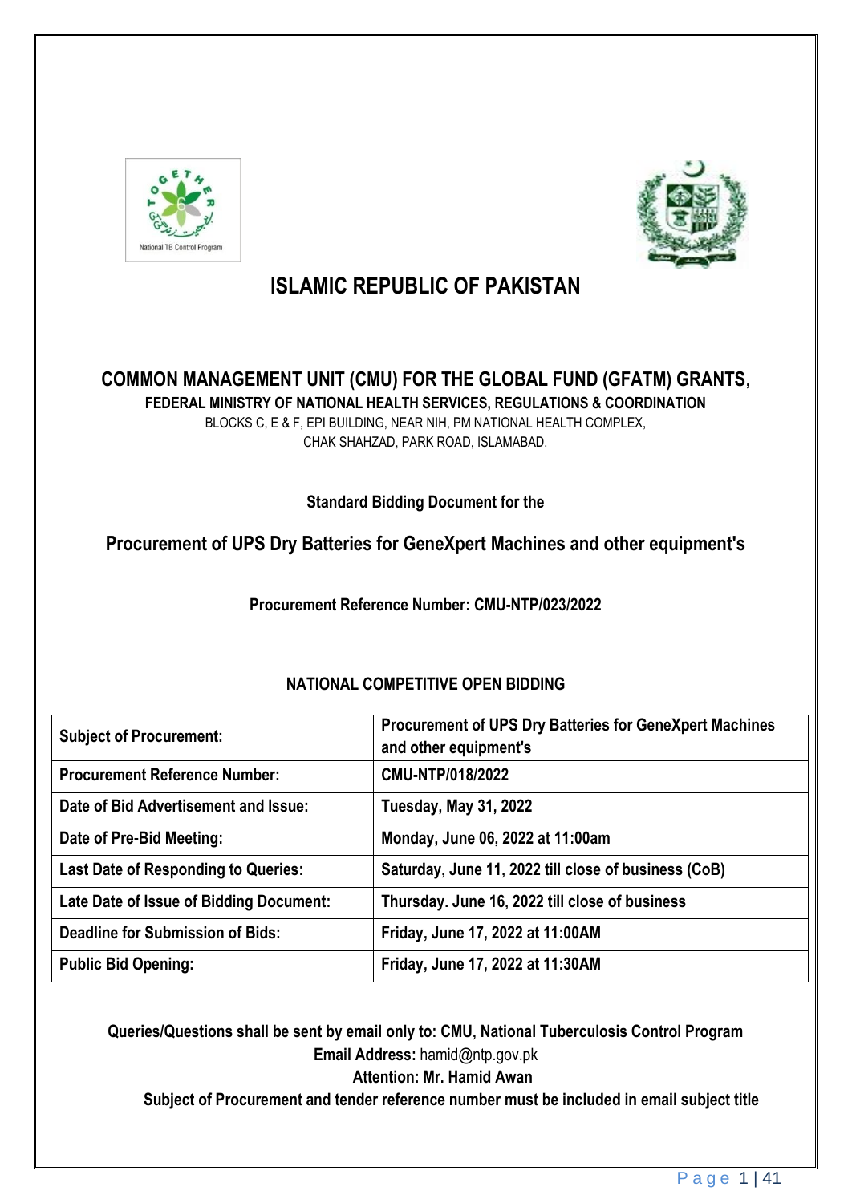# ISLAMIC REPUBLIC OF PAKISTAN

## COMMON MANAGEMENT UNIT (CMU) FOR THE GLOBAL FUND (GFATM) GRANTS,

**FEDERAL MINISTRY OF NATIONAL HEALTH SERVICES, REGULATIONS & COORDINATION**

BLOCKS C, E & F, EPI BUILDING, NEAR NIH, PM NATIONAL HEALTH COMPLEX,
CHAK SHAHZAD, PARK ROAD, ISLAMABAD.

**Standard Bidding Document for the**

## Procurement of UPS Dry Batteries for GeneXpert Machines and other equipment's

**Procurement Reference Number: CMU-NTP/023/2022**

**NATIONAL COMPETITIVE OPEN BIDDING**

| **Subject of Procurement:** | **Procurement of UPS Dry Batteries for GeneXpert Machines and other equipment's** |
|---|---|
| **Procurement Reference Number:** | **CMU-NTP/018/2022** |
| **Date of Bid Advertisement and Issue:** | **Tuesday, May 31, 2022** |
| **Date of Pre-Bid Meeting:** | **Monday, June 06, 2022 at 11:00am** |
| **Last Date of Responding to Queries:** | **Saturday, June 11, 2022 till close of business (CoB)** |
| **Late Date of Issue of Bidding Document:** | **Thursday. June 16, 2022 till close of business** |
| **Deadline for Submission of Bids:** | **Friday, June 17, 2022 at 11:00AM** |
| **Public Bid Opening:** | **Friday, June 17, 2022 at 11:30AM** |

**Queries/Questions shall be sent by email only to: CMU, National Tuberculosis Control Program**
**Email Address:** hamid@ntp.gov.pk
**Attention: Mr. Hamid Awan**
**Subject of Procurement and tender reference number must be included in email subject title**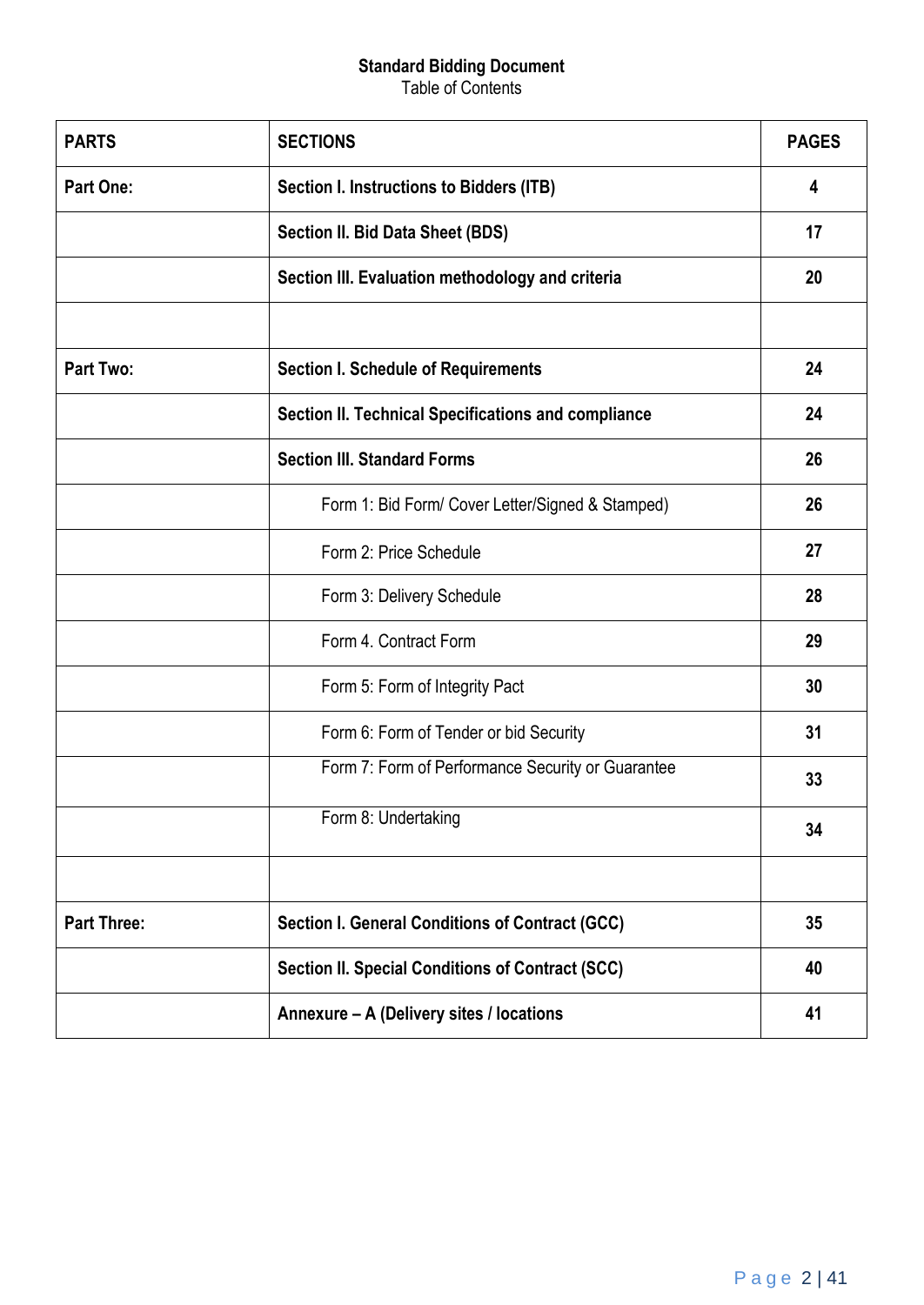**Standard Bidding Document**

Table of Contents

| PARTS | SECTIONS | PAGES |
|---|---|---|
| Part One: | Section I. Instructions to Bidders (ITB) | 4 |
| | Section II. Bid Data Sheet (BDS) | 17 |
| | Section III. Evaluation methodology and criteria | 20 |
| | | |
| Part Two: | Section I. Schedule of Requirements | 24 |
| | Section II. Technical Specifications and compliance | 24 |
| | Section III. Standard Forms | 26 |
| | Form 1: Bid Form/ Cover Letter/Signed & Stamped) | 26 |
| | Form 2: Price Schedule | 27 |
| | Form 3: Delivery Schedule | 28 |
| | Form 4. Contract Form | 29 |
| | Form 5: Form of Integrity Pact | 30 |
| | Form 6: Form of Tender or bid Security | 31 |
| | Form 7: Form of Performance Security or Guarantee | 33 |
| | Form 8: Undertaking | 34 |
| | | |
| Part Three: | Section I. General Conditions of Contract (GCC) | 35 |
| | Section II. Special Conditions of Contract (SCC) | 40 |
| | Annexure – A (Delivery sites / locations | 41 |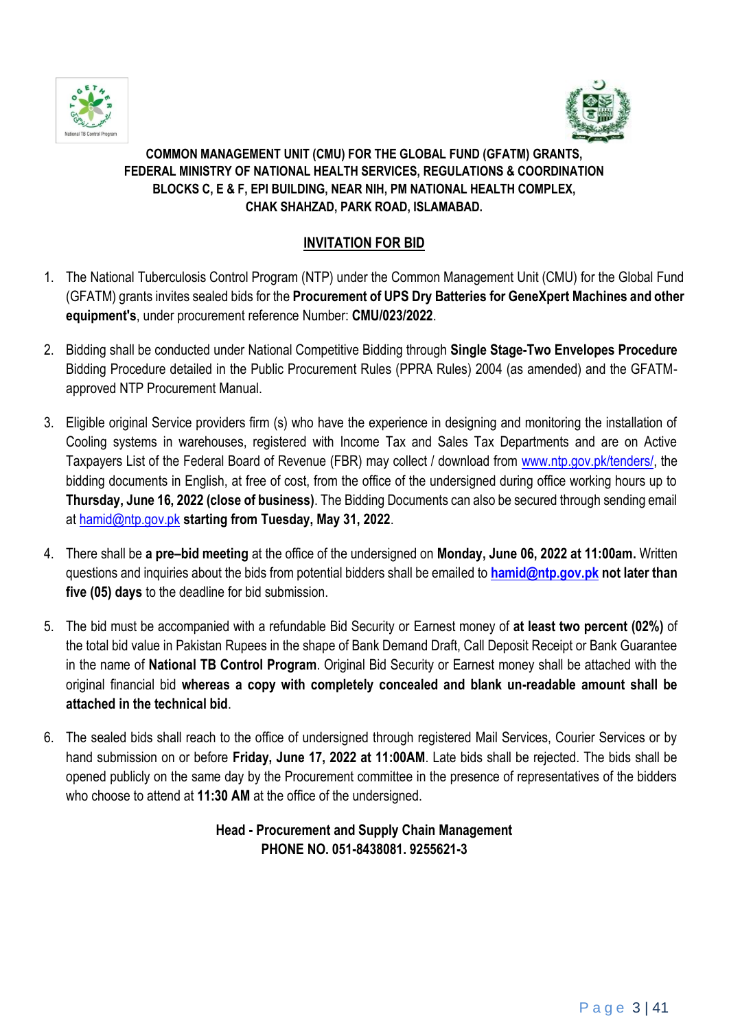**COMMON MANAGEMENT UNIT (CMU) FOR THE GLOBAL FUND (GFATM) GRANTS,**
**FEDERAL MINISTRY OF NATIONAL HEALTH SERVICES, REGULATIONS & COORDINATION**
**BLOCKS C, E & F, EPI BUILDING, NEAR NIH, PM NATIONAL HEALTH COMPLEX,**
**CHAK SHAHZAD, PARK ROAD, ISLAMABAD.**

## INVITATION FOR BID

1. The National Tuberculosis Control Program (NTP) under the Common Management Unit (CMU) for the Global Fund (GFATM) grants invites sealed bids for the **Procurement of UPS Dry Batteries for GeneXpert Machines and other equipment's**, under procurement reference Number: **CMU/023/2022**.

2. Bidding shall be conducted under National Competitive Bidding through **Single Stage-Two Envelopes Procedure** Bidding Procedure detailed in the Public Procurement Rules (PPRA Rules) 2004 (as amended) and the GFATM-approved NTP Procurement Manual.

3. Eligible original Service providers firm (s) who have the experience in designing and monitoring the installation of Cooling systems in warehouses, registered with Income Tax and Sales Tax Departments and are on Active Taxpayers List of the Federal Board of Revenue (FBR) may collect / download from www.ntp.gov.pk/tenders/, the bidding documents in English, at free of cost, from the office of the undersigned during office working hours up to **Thursday, June 16, 2022 (close of business)**. The Bidding Documents can also be secured through sending email at hamid@ntp.gov.pk **starting from Tuesday, May 31, 2022**.

4. There shall be **a pre–bid meeting** at the office of the undersigned on **Monday, June 06, 2022 at 11:00am.** Written questions and inquiries about the bids from potential bidders shall be emailed to **hamid@ntp.gov.pk not later than five (05) days** to the deadline for bid submission.

5. The bid must be accompanied with a refundable Bid Security or Earnest money of **at least two percent (02%)** of the total bid value in Pakistan Rupees in the shape of Bank Demand Draft, Call Deposit Receipt or Bank Guarantee in the name of **National TB Control Program**. Original Bid Security or Earnest money shall be attached with the original financial bid **whereas a copy with completely concealed and blank un-readable amount shall be attached in the technical bid**.

6. The sealed bids shall reach to the office of undersigned through registered Mail Services, Courier Services or by hand submission on or before **Friday, June 17, 2022 at 11:00AM**. Late bids shall be rejected. The bids shall be opened publicly on the same day by the Procurement committee in the presence of representatives of the bidders who choose to attend at **11:30 AM** at the office of the undersigned.

**Head - Procurement and Supply Chain Management**
**PHONE NO. 051-8438081. 9255621-3**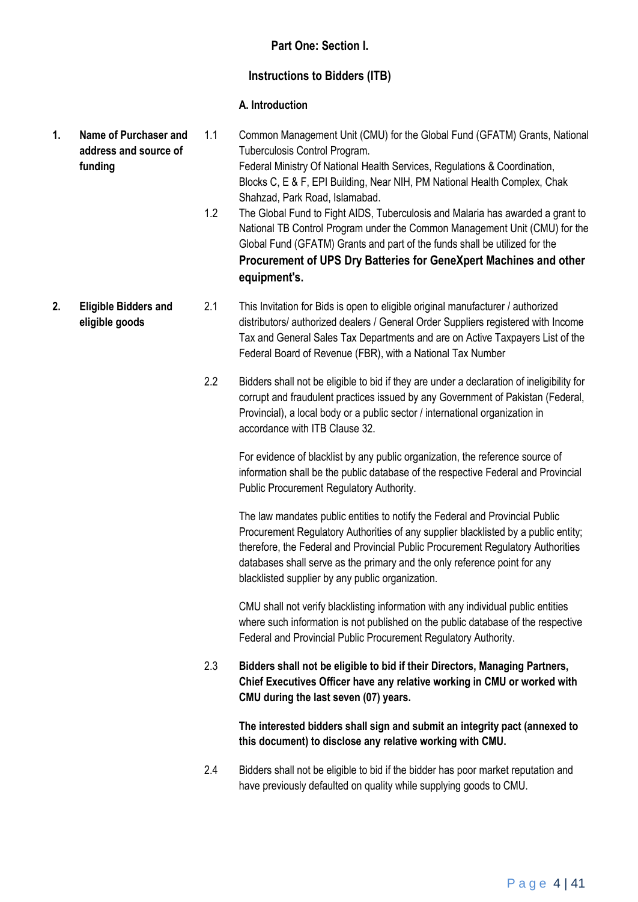**Part One: Section I.**

## Instructions to Bidders (ITB)

### A. Introduction

**1. Name of Purchaser and address and source of funding**

1.1 Common Management Unit (CMU) for the Global Fund (GFATM) Grants, National Tuberculosis Control Program.
Federal Ministry Of National Health Services, Regulations & Coordination, Blocks C, E & F, EPI Building, Near NIH, PM National Health Complex, Chak Shahzad, Park Road, Islamabad.

1.2 The Global Fund to Fight AIDS, Tuberculosis and Malaria has awarded a grant to National TB Control Program under the Common Management Unit (CMU) for the Global Fund (GFATM) Grants and part of the funds shall be utilized for the **Procurement of UPS Dry Batteries for GeneXpert Machines and other equipment's.**

**2. Eligible Bidders and eligible goods**

2.1 This Invitation for Bids is open to eligible original manufacturer / authorized distributors/ authorized dealers / General Order Suppliers registered with Income Tax and General Sales Tax Departments and are on Active Taxpayers List of the Federal Board of Revenue (FBR), with a National Tax Number

2.2 Bidders shall not be eligible to bid if they are under a declaration of ineligibility for corrupt and fraudulent practices issued by any Government of Pakistan (Federal, Provincial), a local body or a public sector / international organization in accordance with ITB Clause 32.

For evidence of blacklist by any public organization, the reference source of information shall be the public database of the respective Federal and Provincial Public Procurement Regulatory Authority.

The law mandates public entities to notify the Federal and Provincial Public Procurement Regulatory Authorities of any supplier blacklisted by a public entity; therefore, the Federal and Provincial Public Procurement Regulatory Authorities databases shall serve as the primary and the only reference point for any blacklisted supplier by any public organization.

CMU shall not verify blacklisting information with any individual public entities where such information is not published on the public database of the respective Federal and Provincial Public Procurement Regulatory Authority.

2.3 **Bidders shall not be eligible to bid if their Directors, Managing Partners, Chief Executives Officer have any relative working in CMU or worked with CMU during the last seven (07) years.**

**The interested bidders shall sign and submit an integrity pact (annexed to this document) to disclose any relative working with CMU.**

2.4 Bidders shall not be eligible to bid if the bidder has poor market reputation and have previously defaulted on quality while supplying goods to CMU.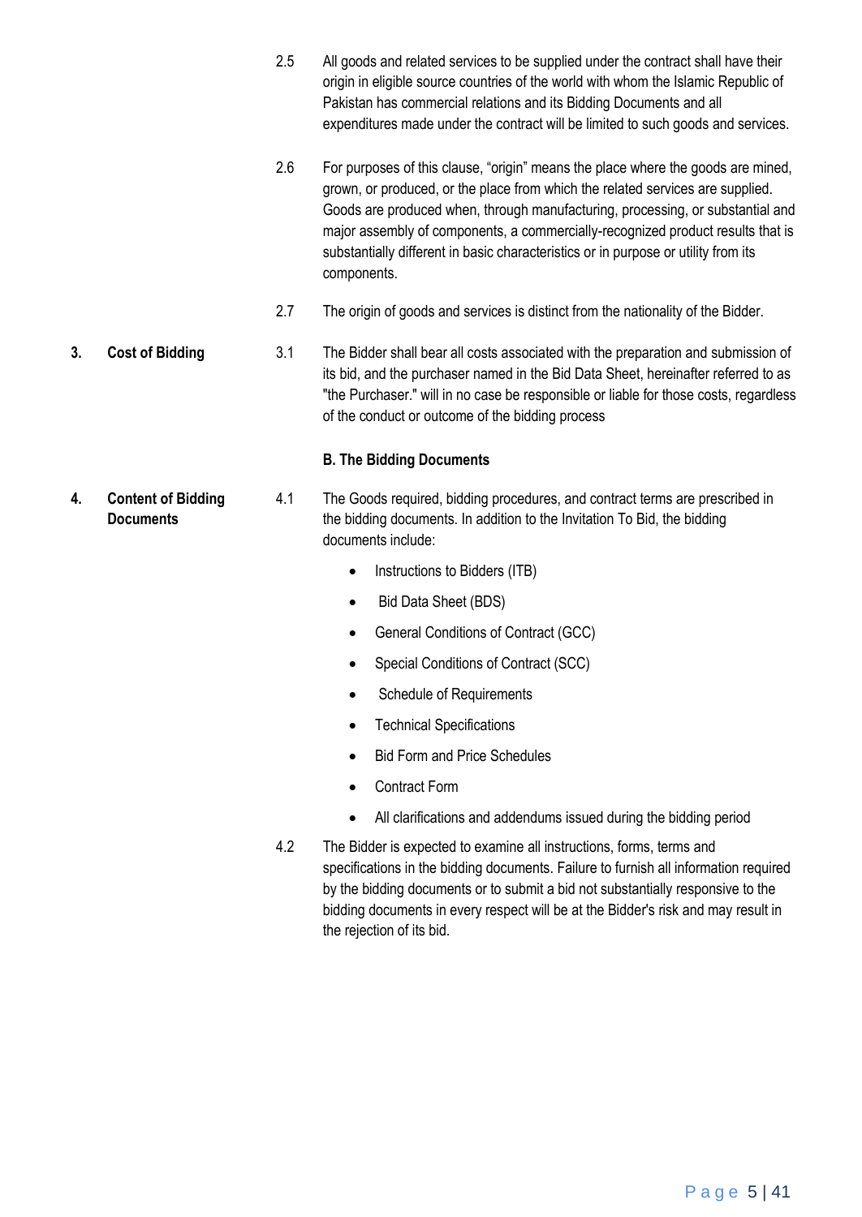2.5 All goods and related services to be supplied under the contract shall have their origin in eligible source countries of the world with whom the Islamic Republic of Pakistan has commercial relations and its Bidding Documents and all expenditures made under the contract will be limited to such goods and services.

2.6 For purposes of this clause, "origin" means the place where the goods are mined, grown, or produced, or the place from which the related services are supplied. Goods are produced when, through manufacturing, processing, or substantial and major assembly of components, a commercially-recognized product results that is substantially different in basic characteristics or in purpose or utility from its components.

2.7 The origin of goods and services is distinct from the nationality of the Bidder.

**3. Cost of Bidding**

3.1 The Bidder shall bear all costs associated with the preparation and submission of its bid, and the purchaser named in the Bid Data Sheet, hereinafter referred to as "the Purchaser." will in no case be responsible or liable for those costs, regardless of the conduct or outcome of the bidding process

## B. The Bidding Documents

**4. Content of Bidding Documents**

4.1 The Goods required, bidding procedures, and contract terms are prescribed in the bidding documents. In addition to the Invitation To Bid, the bidding documents include:

- Instructions to Bidders (ITB)
- Bid Data Sheet (BDS)
- General Conditions of Contract (GCC)
- Special Conditions of Contract (SCC)
- Schedule of Requirements
- Technical Specifications
- Bid Form and Price Schedules
- Contract Form
- All clarifications and addendums issued during the bidding period

4.2 The Bidder is expected to examine all instructions, forms, terms and specifications in the bidding documents. Failure to furnish all information required by the bidding documents or to submit a bid not substantially responsive to the bidding documents in every respect will be at the Bidder's risk and may result in the rejection of its bid.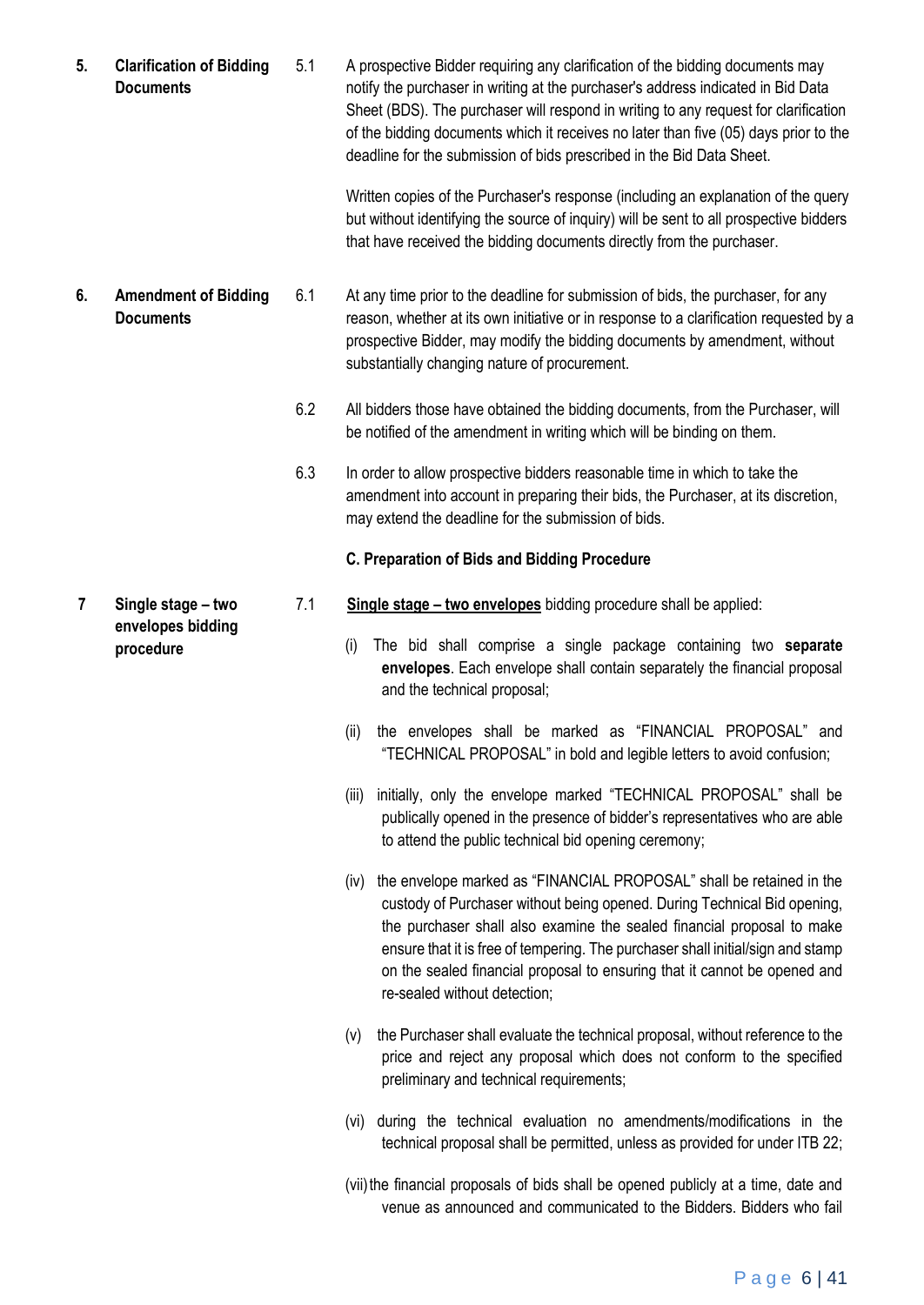**5. Clarification of Bidding Documents**

5.1 A prospective Bidder requiring any clarification of the bidding documents may notify the purchaser in writing at the purchaser's address indicated in Bid Data Sheet (BDS). The purchaser will respond in writing to any request for clarification of the bidding documents which it receives no later than five (05) days prior to the deadline for the submission of bids prescribed in the Bid Data Sheet.

Written copies of the Purchaser's response (including an explanation of the query but without identifying the source of inquiry) will be sent to all prospective bidders that have received the bidding documents directly from the purchaser.

**6. Amendment of Bidding Documents**

6.1 At any time prior to the deadline for submission of bids, the purchaser, for any reason, whether at its own initiative or in response to a clarification requested by a prospective Bidder, may modify the bidding documents by amendment, without substantially changing nature of procurement.

6.2 All bidders those have obtained the bidding documents, from the Purchaser, will be notified of the amendment in writing which will be binding on them.

6.3 In order to allow prospective bidders reasonable time in which to take the amendment into account in preparing their bids, the Purchaser, at its discretion, may extend the deadline for the submission of bids.

## C. Preparation of Bids and Bidding Procedure

**7 Single stage – two envelopes bidding procedure**

7.1 **Single stage – two envelopes** bidding procedure shall be applied:

(i) The bid shall comprise a single package containing two **separate envelopes**. Each envelope shall contain separately the financial proposal and the technical proposal;

(ii) the envelopes shall be marked as “FINANCIAL PROPOSAL” and “TECHNICAL PROPOSAL” in bold and legible letters to avoid confusion;

(iii) initially, only the envelope marked “TECHNICAL PROPOSAL” shall be publically opened in the presence of bidder’s representatives who are able to attend the public technical bid opening ceremony;

(iv) the envelope marked as “FINANCIAL PROPOSAL” shall be retained in the custody of Purchaser without being opened. During Technical Bid opening, the purchaser shall also examine the sealed financial proposal to make ensure that it is free of tempering. The purchaser shall initial/sign and stamp on the sealed financial proposal to ensuring that it cannot be opened and re-sealed without detection;

(v) the Purchaser shall evaluate the technical proposal, without reference to the price and reject any proposal which does not conform to the specified preliminary and technical requirements;

(vi) during the technical evaluation no amendments/modifications in the technical proposal shall be permitted, unless as provided for under ITB 22;

(vii) the financial proposals of bids shall be opened publicly at a time, date and venue as announced and communicated to the Bidders. Bidders who fail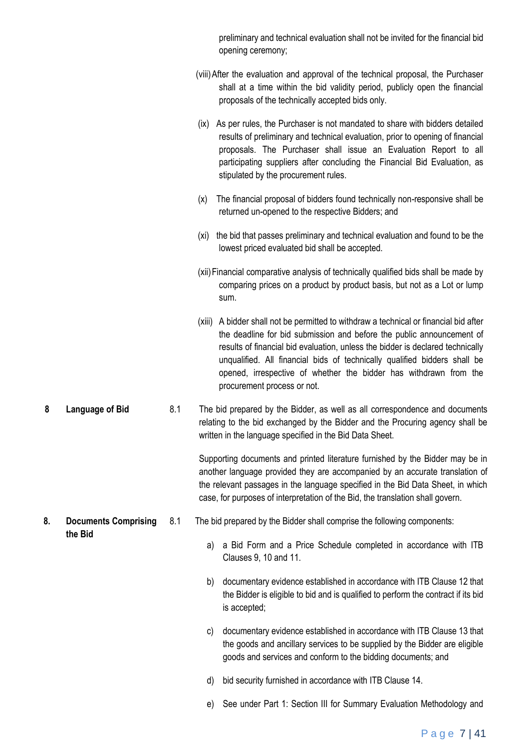preliminary and technical evaluation shall not be invited for the financial bid opening ceremony;

(viii) After the evaluation and approval of the technical proposal, the Purchaser shall at a time within the bid validity period, publicly open the financial proposals of the technically accepted bids only.

(ix) As per rules, the Purchaser is not mandated to share with bidders detailed results of preliminary and technical evaluation, prior to opening of financial proposals. The Purchaser shall issue an Evaluation Report to all participating suppliers after concluding the Financial Bid Evaluation, as stipulated by the procurement rules.

(x) The financial proposal of bidders found technically non-responsive shall be returned un-opened to the respective Bidders; and

(xi) the bid that passes preliminary and technical evaluation and found to be the lowest priced evaluated bid shall be accepted.

(xii) Financial comparative analysis of technically qualified bids shall be made by comparing prices on a product by product basis, but not as a Lot or lump sum.

(xiii) A bidder shall not be permitted to withdraw a technical or financial bid after the deadline for bid submission and before the public announcement of results of financial bid evaluation, unless the bidder is declared technically unqualified. All financial bids of technically qualified bidders shall be opened, irrespective of whether the bidder has withdrawn from the procurement process or not.

**8 Language of Bid**

8.1 The bid prepared by the Bidder, as well as all correspondence and documents relating to the bid exchanged by the Bidder and the Procuring agency shall be written in the language specified in the Bid Data Sheet.

Supporting documents and printed literature furnished by the Bidder may be in another language provided they are accompanied by an accurate translation of the relevant passages in the language specified in the Bid Data Sheet, in which case, for purposes of interpretation of the Bid, the translation shall govern.

**8. Documents Comprising the Bid**

8.1 The bid prepared by the Bidder shall comprise the following components:

a) a Bid Form and a Price Schedule completed in accordance with ITB Clauses 9, 10 and 11.

b) documentary evidence established in accordance with ITB Clause 12 that the Bidder is eligible to bid and is qualified to perform the contract if its bid is accepted;

c) documentary evidence established in accordance with ITB Clause 13 that the goods and ancillary services to be supplied by the Bidder are eligible goods and services and conform to the bidding documents; and

d) bid security furnished in accordance with ITB Clause 14.

e) See under Part 1: Section III for Summary Evaluation Methodology and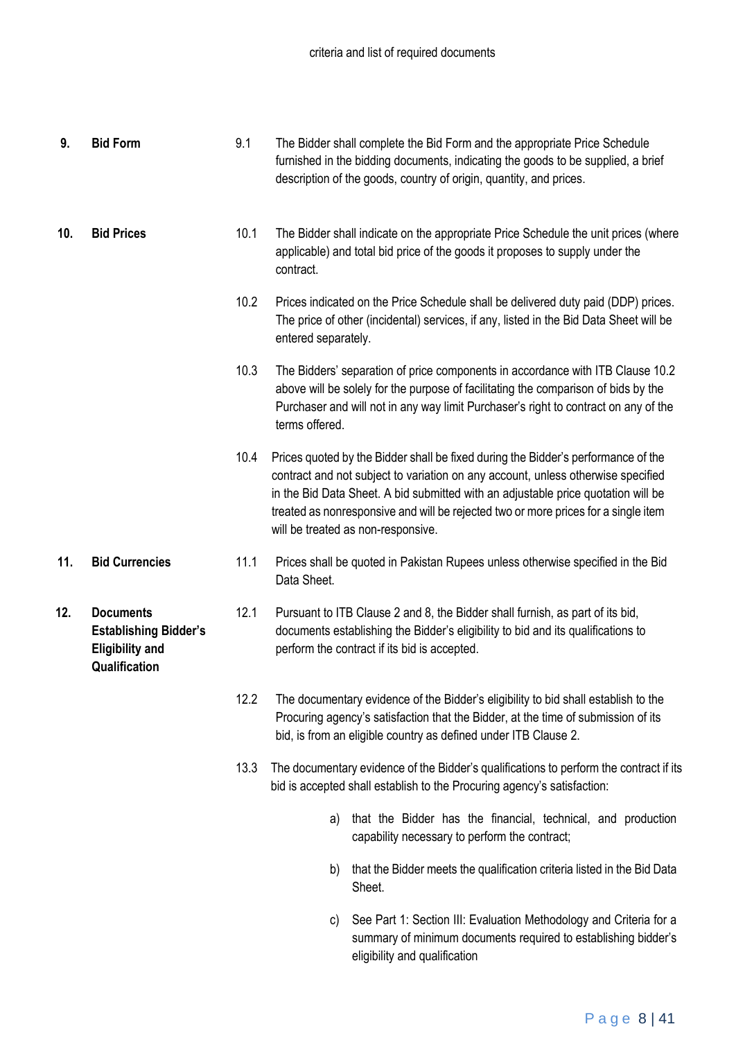criteria and list of required documents

| | | | |
|---|---|---|---|
| **9.** | **Bid Form** | 9.1 | The Bidder shall complete the Bid Form and the appropriate Price Schedule furnished in the bidding documents, indicating the goods to be supplied, a brief description of the goods, country of origin, quantity, and prices. |
| **10.** | **Bid Prices** | 10.1 | The Bidder shall indicate on the appropriate Price Schedule the unit prices (where applicable) and total bid price of the goods it proposes to supply under the contract. |
| | | 10.2 | Prices indicated on the Price Schedule shall be delivered duty paid (DDP) prices. The price of other (incidental) services, if any, listed in the Bid Data Sheet will be entered separately. |
| | | 10.3 | The Bidders' separation of price components in accordance with ITB Clause 10.2 above will be solely for the purpose of facilitating the comparison of bids by the Purchaser and will not in any way limit Purchaser's right to contract on any of the terms offered. |
| | | 10.4 | Prices quoted by the Bidder shall be fixed during the Bidder's performance of the contract and not subject to variation on any account, unless otherwise specified in the Bid Data Sheet. A bid submitted with an adjustable price quotation will be treated as nonresponsive and will be rejected two or more prices for a single item will be treated as non-responsive. |
| **11.** | **Bid Currencies** | 11.1 | Prices shall be quoted in Pakistan Rupees unless otherwise specified in the Bid Data Sheet. |
| **12.** | **Documents Establishing Bidder's Eligibility and Qualification** | 12.1 | Pursuant to ITB Clause 2 and 8, the Bidder shall furnish, as part of its bid, documents establishing the Bidder's eligibility to bid and its qualifications to perform the contract if its bid is accepted. |
| | | 12.2 | The documentary evidence of the Bidder's eligibility to bid shall establish to the Procuring agency's satisfaction that the Bidder, at the time of submission of its bid, is from an eligible country as defined under ITB Clause 2. |
| | | 13.3 | The documentary evidence of the Bidder's qualifications to perform the contract if its bid is accepted shall establish to the Procuring agency's satisfaction:<br><br>a) that the Bidder has the financial, technical, and production capability necessary to perform the contract;<br><br>b) that the Bidder meets the qualification criteria listed in the Bid Data Sheet.<br><br>c) See Part 1: Section III: Evaluation Methodology and Criteria for a summary of minimum documents required to establishing bidder's eligibility and qualification |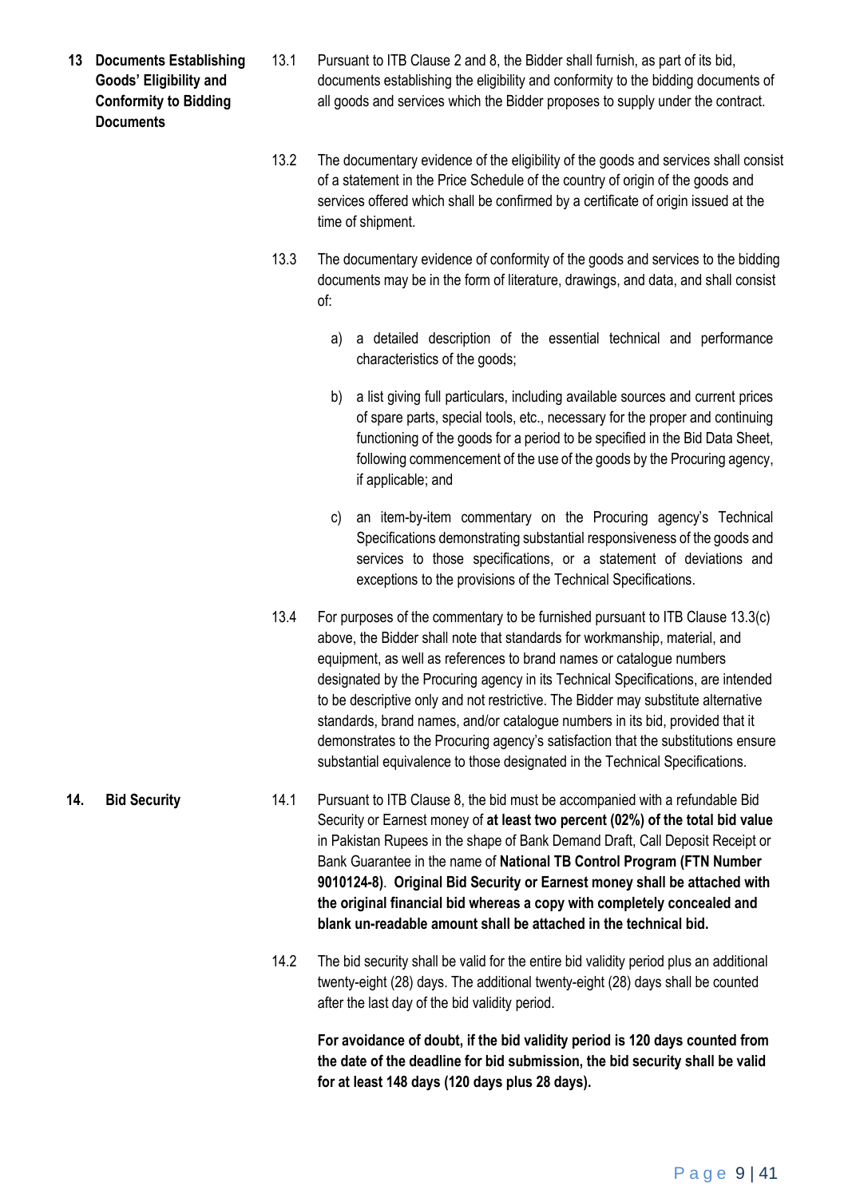**13 Documents Establishing Goods' Eligibility and Conformity to Bidding Documents**

13.1 Pursuant to ITB Clause 2 and 8, the Bidder shall furnish, as part of its bid, documents establishing the eligibility and conformity to the bidding documents of all goods and services which the Bidder proposes to supply under the contract.

13.2 The documentary evidence of the eligibility of the goods and services shall consist of a statement in the Price Schedule of the country of origin of the goods and services offered which shall be confirmed by a certificate of origin issued at the time of shipment.

13.3 The documentary evidence of conformity of the goods and services to the bidding documents may be in the form of literature, drawings, and data, and shall consist of:

a) a detailed description of the essential technical and performance characteristics of the goods;

b) a list giving full particulars, including available sources and current prices of spare parts, special tools, etc., necessary for the proper and continuing functioning of the goods for a period to be specified in the Bid Data Sheet, following commencement of the use of the goods by the Procuring agency, if applicable; and

c) an item-by-item commentary on the Procuring agency's Technical Specifications demonstrating substantial responsiveness of the goods and services to those specifications, or a statement of deviations and exceptions to the provisions of the Technical Specifications.

13.4 For purposes of the commentary to be furnished pursuant to ITB Clause 13.3(c) above, the Bidder shall note that standards for workmanship, material, and equipment, as well as references to brand names or catalogue numbers designated by the Procuring agency in its Technical Specifications, are intended to be descriptive only and not restrictive. The Bidder may substitute alternative standards, brand names, and/or catalogue numbers in its bid, provided that it demonstrates to the Procuring agency's satisfaction that the substitutions ensure substantial equivalence to those designated in the Technical Specifications.

**14. Bid Security**

14.1 Pursuant to ITB Clause 8, the bid must be accompanied with a refundable Bid Security or Earnest money of **at least two percent (02%) of the total bid value** in Pakistan Rupees in the shape of Bank Demand Draft, Call Deposit Receipt or Bank Guarantee in the name of **National TB Control Program (FTN Number 9010124-8)**. **Original Bid Security or Earnest money shall be attached with the original financial bid whereas a copy with completely concealed and blank un-readable amount shall be attached in the technical bid.**

14.2 The bid security shall be valid for the entire bid validity period plus an additional twenty-eight (28) days. The additional twenty-eight (28) days shall be counted after the last day of the bid validity period.

**For avoidance of doubt, if the bid validity period is 120 days counted from the date of the deadline for bid submission, the bid security shall be valid for at least 148 days (120 days plus 28 days).**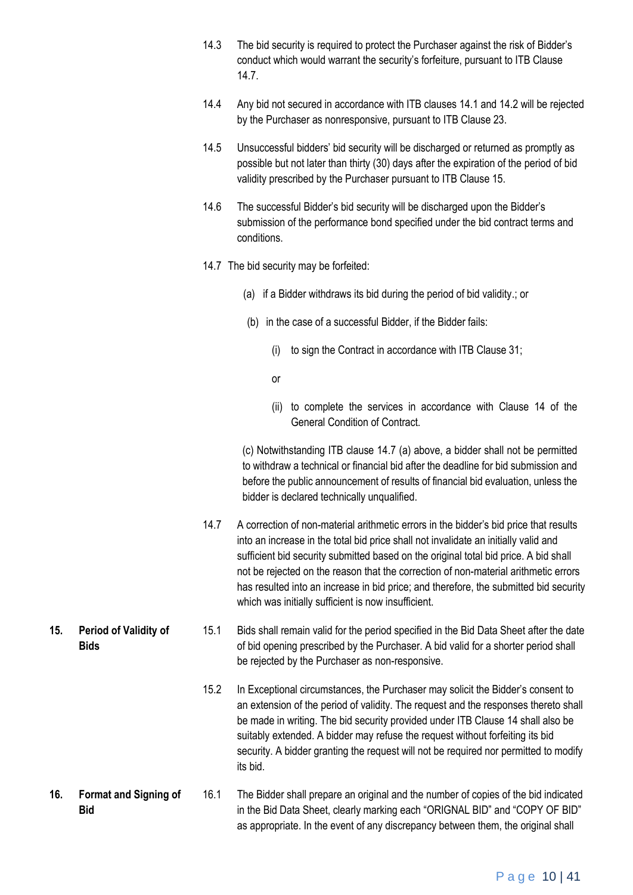14.3 The bid security is required to protect the Purchaser against the risk of Bidder's conduct which would warrant the security's forfeiture, pursuant to ITB Clause 14.7.

14.4 Any bid not secured in accordance with ITB clauses 14.1 and 14.2 will be rejected by the Purchaser as nonresponsive, pursuant to ITB Clause 23.

14.5 Unsuccessful bidders' bid security will be discharged or returned as promptly as possible but not later than thirty (30) days after the expiration of the period of bid validity prescribed by the Purchaser pursuant to ITB Clause 15.

14.6 The successful Bidder's bid security will be discharged upon the Bidder's submission of the performance bond specified under the bid contract terms and conditions.

14.7 The bid security may be forfeited:

(a) if a Bidder withdraws its bid during the period of bid validity.; or

(b) in the case of a successful Bidder, if the Bidder fails:

(i) to sign the Contract in accordance with ITB Clause 31;

or

(ii) to complete the services in accordance with Clause 14 of the General Condition of Contract.

(c) Notwithstanding ITB clause 14.7 (a) above, a bidder shall not be permitted to withdraw a technical or financial bid after the deadline for bid submission and before the public announcement of results of financial bid evaluation, unless the bidder is declared technically unqualified.

14.7 A correction of non-material arithmetic errors in the bidder's bid price that results into an increase in the total bid price shall not invalidate an initially valid and sufficient bid security submitted based on the original total bid price. A bid shall not be rejected on the reason that the correction of non-material arithmetic errors has resulted into an increase in bid price; and therefore, the submitted bid security which was initially sufficient is now insufficient.

**15. Period of Validity of Bids**

15.1 Bids shall remain valid for the period specified in the Bid Data Sheet after the date of bid opening prescribed by the Purchaser. A bid valid for a shorter period shall be rejected by the Purchaser as non-responsive.

15.2 In Exceptional circumstances, the Purchaser may solicit the Bidder's consent to an extension of the period of validity. The request and the responses thereto shall be made in writing. The bid security provided under ITB Clause 14 shall also be suitably extended. A bidder may refuse the request without forfeiting its bid security. A bidder granting the request will not be required nor permitted to modify its bid.

**16. Format and Signing of Bid**

16.1 The Bidder shall prepare an original and the number of copies of the bid indicated in the Bid Data Sheet, clearly marking each "ORIGNAL BID" and "COPY OF BID" as appropriate. In the event of any discrepancy between them, the original shall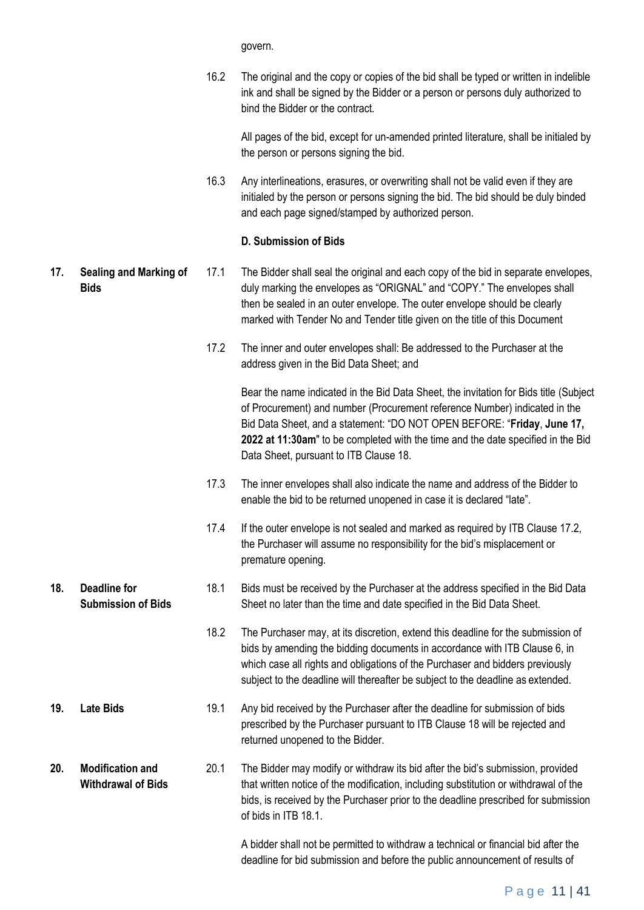govern.

16.2 The original and the copy or copies of the bid shall be typed or written in indelible ink and shall be signed by the Bidder or a person or persons duly authorized to bind the Bidder or the contract.

All pages of the bid, except for un-amended printed literature, shall be initialed by the person or persons signing the bid.

16.3 Any interlineations, erasures, or overwriting shall not be valid even if they are initialed by the person or persons signing the bid. The bid should be duly binded and each page signed/stamped by authorized person.

### D. Submission of Bids

**17. Sealing and Marking of Bids**

17.1 The Bidder shall seal the original and each copy of the bid in separate envelopes, duly marking the envelopes as "ORIGNAL" and "COPY." The envelopes shall then be sealed in an outer envelope. The outer envelope should be clearly marked with Tender No and Tender title given on the title of this Document

17.2 The inner and outer envelopes shall: Be addressed to the Purchaser at the address given in the Bid Data Sheet; and

Bear the name indicated in the Bid Data Sheet, the invitation for Bids title (Subject of Procurement) and number (Procurement reference Number) indicated in the Bid Data Sheet, and a statement: "DO NOT OPEN BEFORE: "**Friday**, **June 17, 2022 at 11:30am**" to be completed with the time and the date specified in the Bid Data Sheet, pursuant to ITB Clause 18.

17.3 The inner envelopes shall also indicate the name and address of the Bidder to enable the bid to be returned unopened in case it is declared "late".

17.4 If the outer envelope is not sealed and marked as required by ITB Clause 17.2, the Purchaser will assume no responsibility for the bid's misplacement or premature opening.

**18. Deadline for Submission of Bids**

18.1 Bids must be received by the Purchaser at the address specified in the Bid Data Sheet no later than the time and date specified in the Bid Data Sheet.

18.2 The Purchaser may, at its discretion, extend this deadline for the submission of bids by amending the bidding documents in accordance with ITB Clause 6, in which case all rights and obligations of the Purchaser and bidders previously subject to the deadline will thereafter be subject to the deadline as extended.

**19. Late Bids**

19.1 Any bid received by the Purchaser after the deadline for submission of bids prescribed by the Purchaser pursuant to ITB Clause 18 will be rejected and returned unopened to the Bidder.

**20. Modification and Withdrawal of Bids**

20.1 The Bidder may modify or withdraw its bid after the bid's submission, provided that written notice of the modification, including substitution or withdrawal of the bids, is received by the Purchaser prior to the deadline prescribed for submission of bids in ITB 18.1.

A bidder shall not be permitted to withdraw a technical or financial bid after the deadline for bid submission and before the public announcement of results of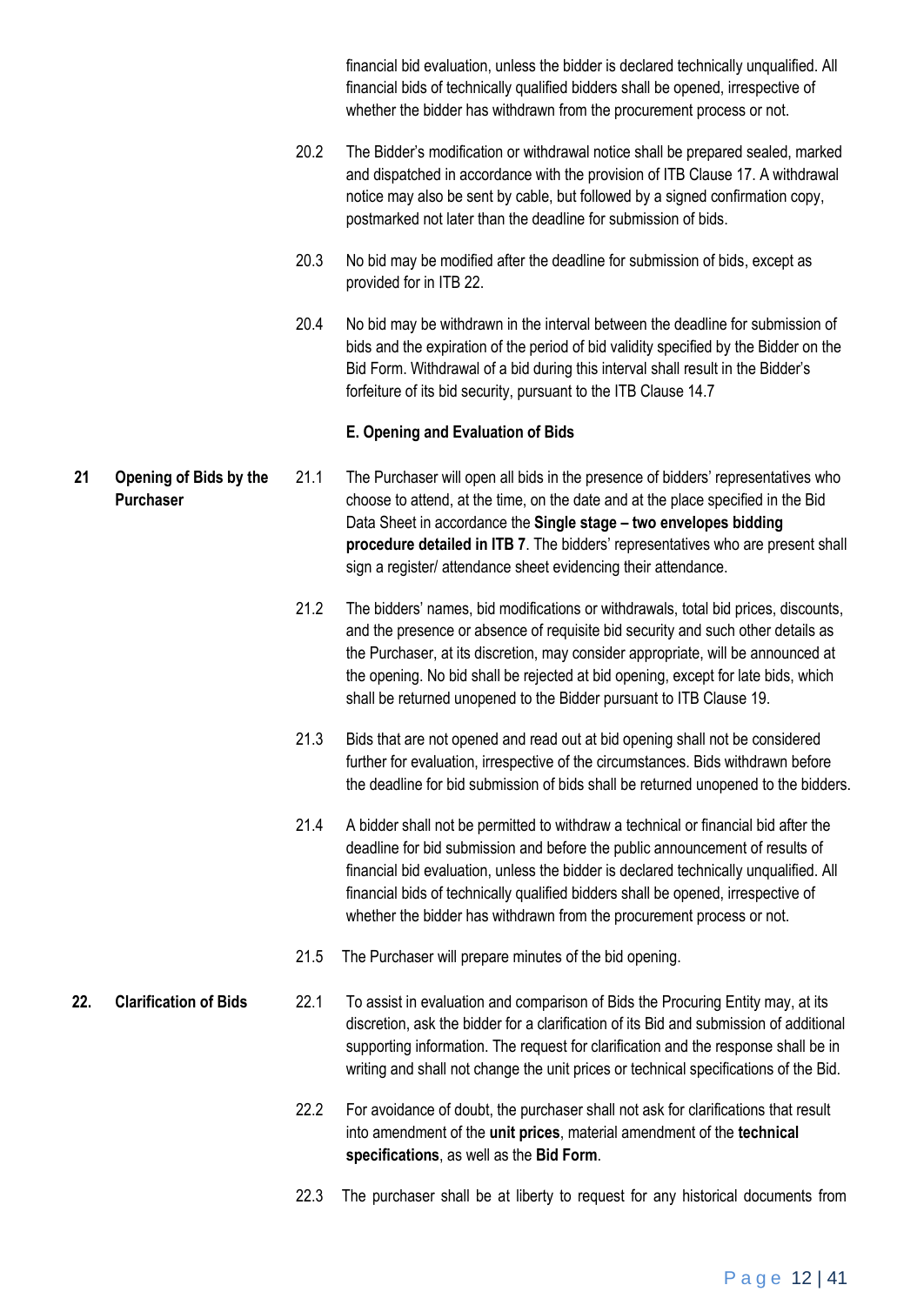financial bid evaluation, unless the bidder is declared technically unqualified. All financial bids of technically qualified bidders shall be opened, irrespective of whether the bidder has withdrawn from the procurement process or not.

20.2 The Bidder's modification or withdrawal notice shall be prepared sealed, marked and dispatched in accordance with the provision of ITB Clause 17. A withdrawal notice may also be sent by cable, but followed by a signed confirmation copy, postmarked not later than the deadline for submission of bids.

20.3 No bid may be modified after the deadline for submission of bids, except as provided for in ITB 22.

20.4 No bid may be withdrawn in the interval between the deadline for submission of bids and the expiration of the period of bid validity specified by the Bidder on the Bid Form. Withdrawal of a bid during this interval shall result in the Bidder's forfeiture of its bid security, pursuant to the ITB Clause 14.7

## E. Opening and Evaluation of Bids

### 21 Opening of Bids by the Purchaser

21.1 The Purchaser will open all bids in the presence of bidders' representatives who choose to attend, at the time, on the date and at the place specified in the Bid Data Sheet in accordance the **Single stage – two envelopes bidding procedure detailed in ITB 7**. The bidders' representatives who are present shall sign a register/ attendance sheet evidencing their attendance.

21.2 The bidders' names, bid modifications or withdrawals, total bid prices, discounts, and the presence or absence of requisite bid security and such other details as the Purchaser, at its discretion, may consider appropriate, will be announced at the opening. No bid shall be rejected at bid opening, except for late bids, which shall be returned unopened to the Bidder pursuant to ITB Clause 19.

21.3 Bids that are not opened and read out at bid opening shall not be considered further for evaluation, irrespective of the circumstances. Bids withdrawn before the deadline for bid submission of bids shall be returned unopened to the bidders.

21.4 A bidder shall not be permitted to withdraw a technical or financial bid after the deadline for bid submission and before the public announcement of results of financial bid evaluation, unless the bidder is declared technically unqualified. All financial bids of technically qualified bidders shall be opened, irrespective of whether the bidder has withdrawn from the procurement process or not.

21.5 The Purchaser will prepare minutes of the bid opening.

### 22. Clarification of Bids

22.1 To assist in evaluation and comparison of Bids the Procuring Entity may, at its discretion, ask the bidder for a clarification of its Bid and submission of additional supporting information. The request for clarification and the response shall be in writing and shall not change the unit prices or technical specifications of the Bid.

22.2 For avoidance of doubt, the purchaser shall not ask for clarifications that result into amendment of the **unit prices**, material amendment of the **technical specifications**, as well as the **Bid Form**.

22.3 The purchaser shall be at liberty to request for any historical documents from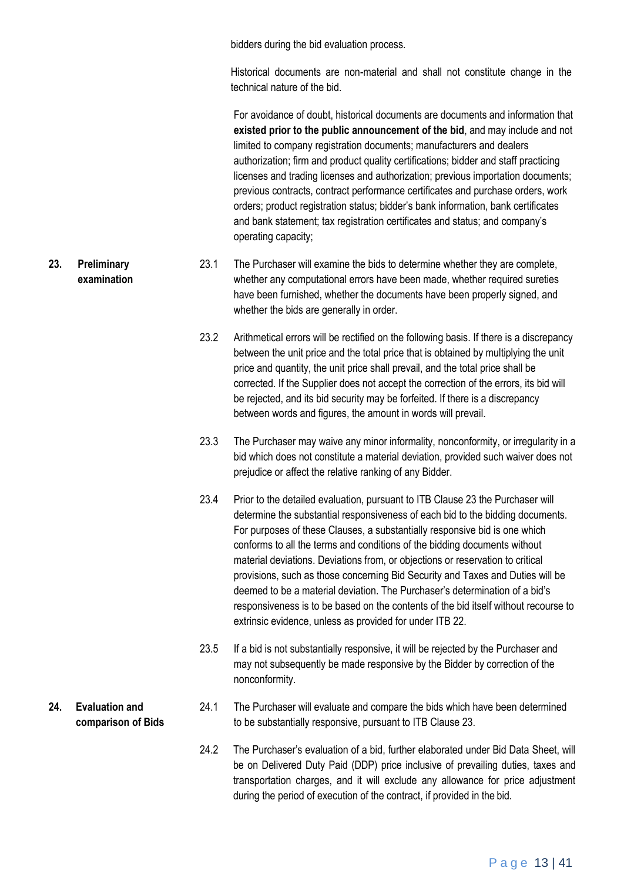bidders during the bid evaluation process.

Historical documents are non-material and shall not constitute change in the technical nature of the bid.

For avoidance of doubt, historical documents are documents and information that **existed prior to the public announcement of the bid**, and may include and not limited to company registration documents; manufacturers and dealers authorization; firm and product quality certifications; bidder and staff practicing licenses and trading licenses and authorization; previous importation documents; previous contracts, contract performance certificates and purchase orders, work orders; product registration status; bidder's bank information, bank certificates and bank statement; tax registration certificates and status; and company's operating capacity;

**23. Preliminary examination**

23.1 The Purchaser will examine the bids to determine whether they are complete, whether any computational errors have been made, whether required sureties have been furnished, whether the documents have been properly signed, and whether the bids are generally in order.

23.2 Arithmetical errors will be rectified on the following basis. If there is a discrepancy between the unit price and the total price that is obtained by multiplying the unit price and quantity, the unit price shall prevail, and the total price shall be corrected. If the Supplier does not accept the correction of the errors, its bid will be rejected, and its bid security may be forfeited. If there is a discrepancy between words and figures, the amount in words will prevail.

23.3 The Purchaser may waive any minor informality, nonconformity, or irregularity in a bid which does not constitute a material deviation, provided such waiver does not prejudice or affect the relative ranking of any Bidder.

23.4 Prior to the detailed evaluation, pursuant to ITB Clause 23 the Purchaser will determine the substantial responsiveness of each bid to the bidding documents. For purposes of these Clauses, a substantially responsive bid is one which conforms to all the terms and conditions of the bidding documents without material deviations. Deviations from, or objections or reservation to critical provisions, such as those concerning Bid Security and Taxes and Duties will be deemed to be a material deviation. The Purchaser's determination of a bid's responsiveness is to be based on the contents of the bid itself without recourse to extrinsic evidence, unless as provided for under ITB 22.

23.5 If a bid is not substantially responsive, it will be rejected by the Purchaser and may not subsequently be made responsive by the Bidder by correction of the nonconformity.

**24. Evaluation and comparison of Bids**

24.1 The Purchaser will evaluate and compare the bids which have been determined to be substantially responsive, pursuant to ITB Clause 23.

24.2 The Purchaser's evaluation of a bid, further elaborated under Bid Data Sheet, will be on Delivered Duty Paid (DDP) price inclusive of prevailing duties, taxes and transportation charges, and it will exclude any allowance for price adjustment during the period of execution of the contract, if provided in the bid.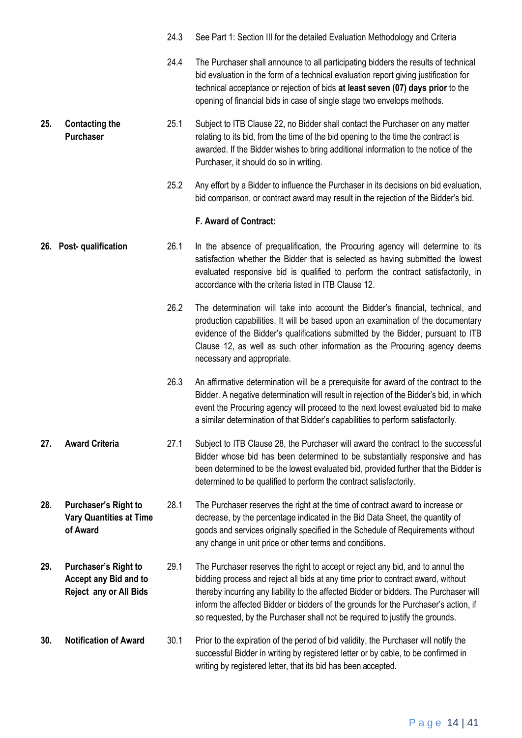24.3 See Part 1: Section III for the detailed Evaluation Methodology and Criteria

24.4 The Purchaser shall announce to all participating bidders the results of technical bid evaluation in the form of a technical evaluation report giving justification for technical acceptance or rejection of bids **at least seven (07) days prior** to the opening of financial bids in case of single stage two envelops methods.

**25. Contacting the Purchaser**

25.1 Subject to ITB Clause 22, no Bidder shall contact the Purchaser on any matter relating to its bid, from the time of the bid opening to the time the contract is awarded. If the Bidder wishes to bring additional information to the notice of the Purchaser, it should do so in writing.

25.2 Any effort by a Bidder to influence the Purchaser in its decisions on bid evaluation, bid comparison, or contract award may result in the rejection of the Bidder's bid.

**F. Award of Contract:**

**26. Post- qualification**

26.1 In the absence of prequalification, the Procuring agency will determine to its satisfaction whether the Bidder that is selected as having submitted the lowest evaluated responsive bid is qualified to perform the contract satisfactorily, in accordance with the criteria listed in ITB Clause 12.

26.2 The determination will take into account the Bidder's financial, technical, and production capabilities. It will be based upon an examination of the documentary evidence of the Bidder's qualifications submitted by the Bidder, pursuant to ITB Clause 12, as well as such other information as the Procuring agency deems necessary and appropriate.

26.3 An affirmative determination will be a prerequisite for award of the contract to the Bidder. A negative determination will result in rejection of the Bidder's bid, in which event the Procuring agency will proceed to the next lowest evaluated bid to make a similar determination of that Bidder's capabilities to perform satisfactorily.

**27. Award Criteria**

27.1 Subject to ITB Clause 28, the Purchaser will award the contract to the successful Bidder whose bid has been determined to be substantially responsive and has been determined to be the lowest evaluated bid, provided further that the Bidder is determined to be qualified to perform the contract satisfactorily.

**28. Purchaser's Right to Vary Quantities at Time of Award**

28.1 The Purchaser reserves the right at the time of contract award to increase or decrease, by the percentage indicated in the Bid Data Sheet, the quantity of goods and services originally specified in the Schedule of Requirements without any change in unit price or other terms and conditions.

**29. Purchaser's Right to Accept any Bid and to Reject any or All Bids**

29.1 The Purchaser reserves the right to accept or reject any bid, and to annul the bidding process and reject all bids at any time prior to contract award, without thereby incurring any liability to the affected Bidder or bidders. The Purchaser will inform the affected Bidder or bidders of the grounds for the Purchaser's action, if so requested, by the Purchaser shall not be required to justify the grounds.

**30. Notification of Award**

30.1 Prior to the expiration of the period of bid validity, the Purchaser will notify the successful Bidder in writing by registered letter or by cable, to be confirmed in writing by registered letter, that its bid has been accepted.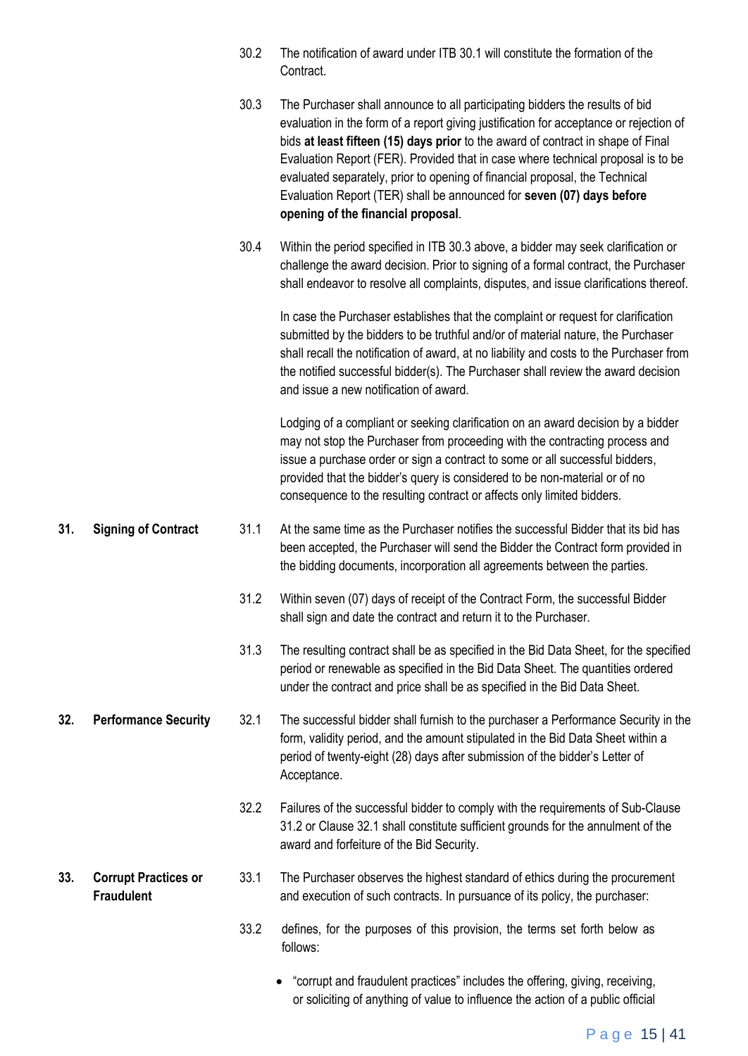30.2 The notification of award under ITB 30.1 will constitute the formation of the Contract.

30.3 The Purchaser shall announce to all participating bidders the results of bid evaluation in the form of a report giving justification for acceptance or rejection of bids **at least fifteen (15) days prior** to the award of contract in shape of Final Evaluation Report (FER). Provided that in case where technical proposal is to be evaluated separately, prior to opening of financial proposal, the Technical Evaluation Report (TER) shall be announced for **seven (07) days before opening of the financial proposal**.

30.4 Within the period specified in ITB 30.3 above, a bidder may seek clarification or challenge the award decision. Prior to signing of a formal contract, the Purchaser shall endeavor to resolve all complaints, disputes, and issue clarifications thereof.

In case the Purchaser establishes that the complaint or request for clarification submitted by the bidders to be truthful and/or of material nature, the Purchaser shall recall the notification of award, at no liability and costs to the Purchaser from the notified successful bidder(s). The Purchaser shall review the award decision and issue a new notification of award.

Lodging of a compliant or seeking clarification on an award decision by a bidder may not stop the Purchaser from proceeding with the contracting process and issue a purchase order or sign a contract to some or all successful bidders, provided that the bidder's query is considered to be non-material or of no consequence to the resulting contract or affects only limited bidders.

## 31. Signing of Contract

31.1 At the same time as the Purchaser notifies the successful Bidder that its bid has been accepted, the Purchaser will send the Bidder the Contract form provided in the bidding documents, incorporation all agreements between the parties.

31.2 Within seven (07) days of receipt of the Contract Form, the successful Bidder shall sign and date the contract and return it to the Purchaser.

31.3 The resulting contract shall be as specified in the Bid Data Sheet, for the specified period or renewable as specified in the Bid Data Sheet. The quantities ordered under the contract and price shall be as specified in the Bid Data Sheet.

## 32. Performance Security

32.1 The successful bidder shall furnish to the purchaser a Performance Security in the form, validity period, and the amount stipulated in the Bid Data Sheet within a period of twenty-eight (28) days after submission of the bidder's Letter of Acceptance.

32.2 Failures of the successful bidder to comply with the requirements of Sub-Clause 31.2 or Clause 32.1 shall constitute sufficient grounds for the annulment of the award and forfeiture of the Bid Security.

## 33. Corrupt Practices or Fraudulent

33.1 The Purchaser observes the highest standard of ethics during the procurement and execution of such contracts. In pursuance of its policy, the purchaser:

33.2 defines, for the purposes of this provision, the terms set forth below as follows:

- "corrupt and fraudulent practices" includes the offering, giving, receiving, or soliciting of anything of value to influence the action of a public official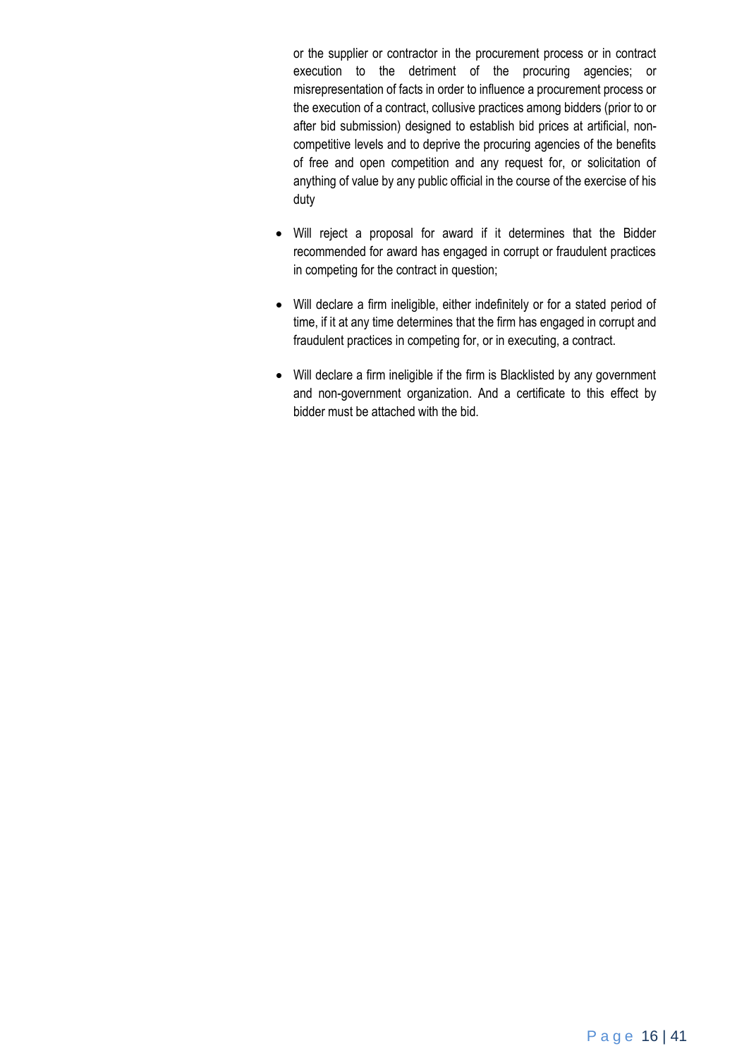or the supplier or contractor in the procurement process or in contract execution to the detriment of the procuring agencies; or misrepresentation of facts in order to influence a procurement process or the execution of a contract, collusive practices among bidders (prior to or after bid submission) designed to establish bid prices at artificial, non-competitive levels and to deprive the procuring agencies of the benefits of free and open competition and any request for, or solicitation of anything of value by any public official in the course of the exercise of his duty

- Will reject a proposal for award if it determines that the Bidder recommended for award has engaged in corrupt or fraudulent practices in competing for the contract in question;
- Will declare a firm ineligible, either indefinitely or for a stated period of time, if it at any time determines that the firm has engaged in corrupt and fraudulent practices in competing for, or in executing, a contract.
- Will declare a firm ineligible if the firm is Blacklisted by any government and non-government organization. And a certificate to this effect by bidder must be attached with the bid.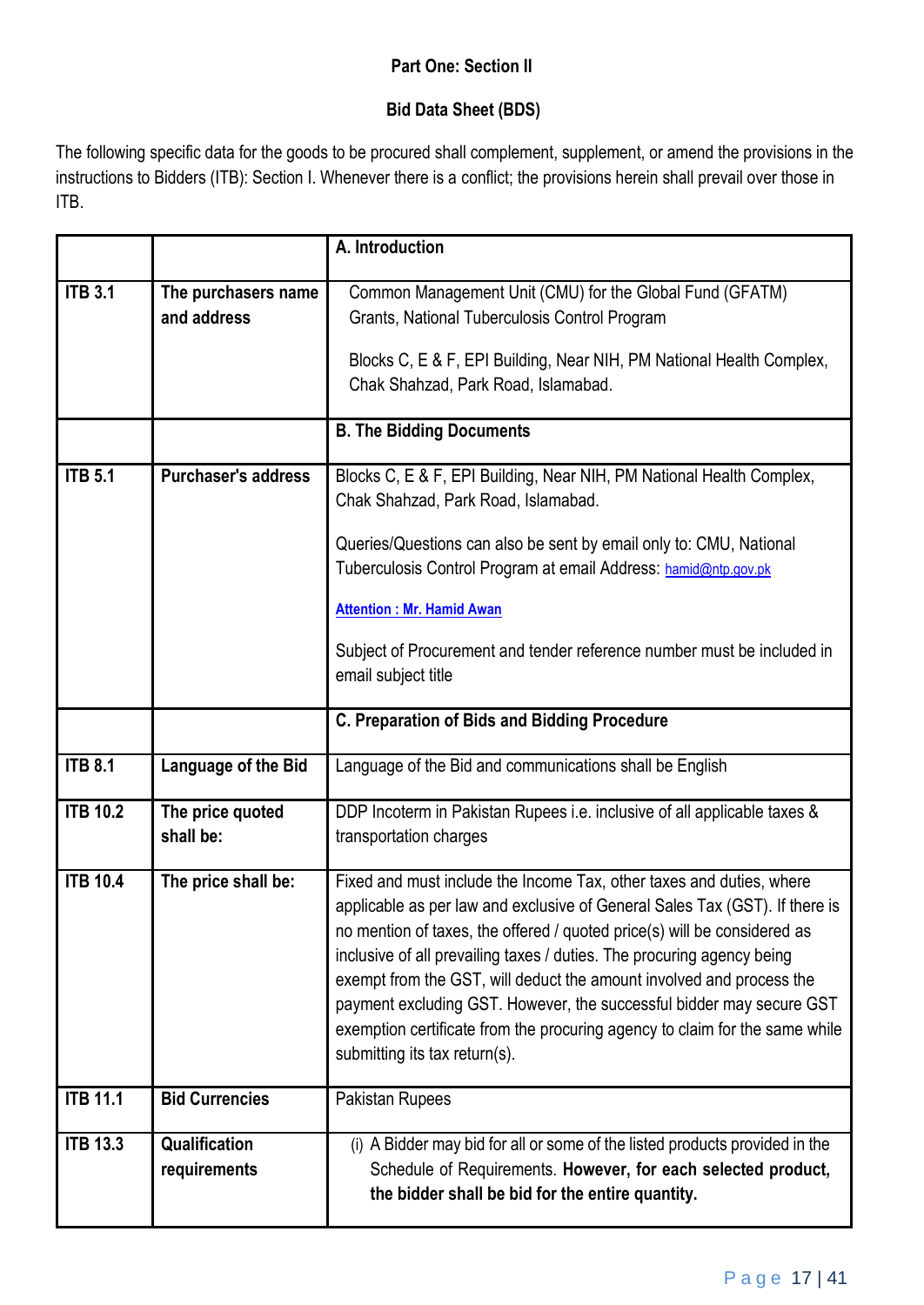**Part One: Section II**

**Bid Data Sheet (BDS)**

The following specific data for the goods to be procured shall complement, supplement, or amend the provisions in the instructions to Bidders (ITB): Section I. Whenever there is a conflict; the provisions herein shall prevail over those in ITB.

| | | **A. Introduction** |
|---|---|---|
| **ITB 3.1** | **The purchasers name and address** | Common Management Unit (CMU) for the Global Fund (GFATM) Grants, National Tuberculosis Control Program<br><br>Blocks C, E & F, EPI Building, Near NIH, PM National Health Complex, Chak Shahzad, Park Road, Islamabad. |
| | | **B. The Bidding Documents** |
| **ITB 5.1** | **Purchaser's address** | Blocks C, E & F, EPI Building, Near NIH, PM National Health Complex, Chak Shahzad, Park Road, Islamabad.<br><br>Queries/Questions can also be sent by email only to: CMU, National Tuberculosis Control Program at email Address: hamid@ntp.gov.pk<br><br>**Attention : Mr. Hamid Awan**<br><br>Subject of Procurement and tender reference number must be included in email subject title |
| | | **C. Preparation of Bids and Bidding Procedure** |
| **ITB 8.1** | **Language of the Bid** | Language of the Bid and communications shall be English |
| **ITB 10.2** | **The price quoted shall be:** | DDP Incoterm in Pakistan Rupees i.e. inclusive of all applicable taxes & transportation charges |
| **ITB 10.4** | **The price shall be:** | Fixed and must include the Income Tax, other taxes and duties, where applicable as per law and exclusive of General Sales Tax (GST). If there is no mention of taxes, the offered / quoted price(s) will be considered as inclusive of all prevailing taxes / duties. The procuring agency being exempt from the GST, will deduct the amount involved and process the payment excluding GST. However, the successful bidder may secure GST exemption certificate from the procuring agency to claim for the same while submitting its tax return(s). |
| **ITB 11.1** | **Bid Currencies** | Pakistan Rupees |
| **ITB 13.3** | **Qualification requirements** | (i) A Bidder may bid for all or some of the listed products provided in the Schedule of Requirements. **However, for each selected product, the bidder shall be bid for the entire quantity.** |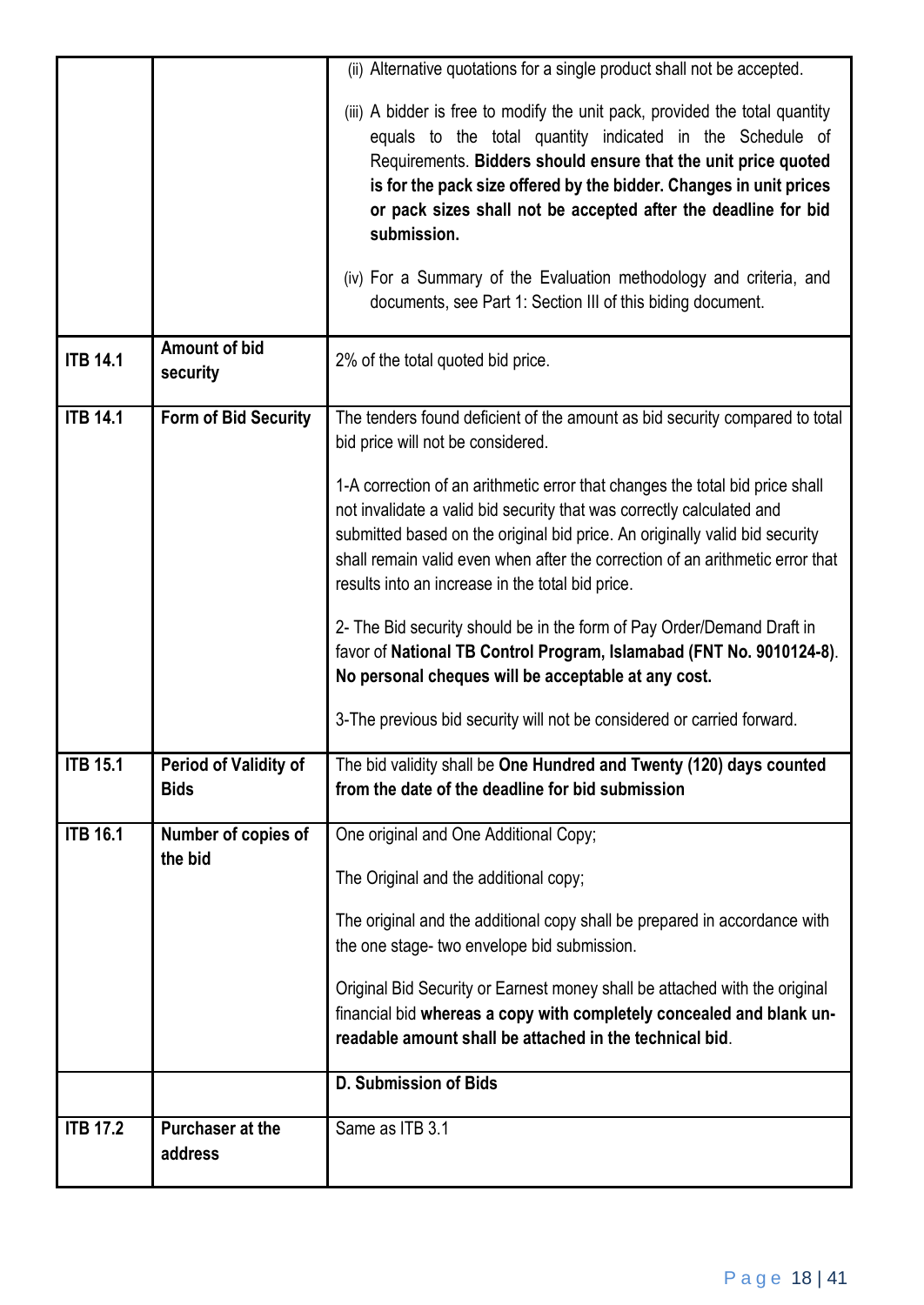| | | |
|---|---|---|
| | | (ii) Alternative quotations for a single product shall not be accepted.<br><br>(iii) A bidder is free to modify the unit pack, provided the total quantity equals to the total quantity indicated in the Schedule of Requirements. **Bidders should ensure that the unit price quoted is for the pack size offered by the bidder. Changes in unit prices or pack sizes shall not be accepted after the deadline for bid submission.**<br><br>(iv) For a Summary of the Evaluation methodology and criteria, and documents, see Part 1: Section III of this biding document. |
| **ITB 14.1** | **Amount of bid security** | 2% of the total quoted bid price. |
| **ITB 14.1** | **Form of Bid Security** | The tenders found deficient of the amount as bid security compared to total bid price will not be considered.<br><br>1-A correction of an arithmetic error that changes the total bid price shall not invalidate a valid bid security that was correctly calculated and submitted based on the original bid price. An originally valid bid security shall remain valid even when after the correction of an arithmetic error that results into an increase in the total bid price.<br><br>2- The Bid security should be in the form of Pay Order/Demand Draft in favor of **National TB Control Program, Islamabad (FNT No. 9010124-8)**. **No personal cheques will be acceptable at any cost.**<br><br>3-The previous bid security will not be considered or carried forward. |
| **ITB 15.1** | **Period of Validity of Bids** | The bid validity shall be **One Hundred and Twenty (120) days counted from the date of the deadline for bid submission** |
| **ITB 16.1** | **Number of copies of the bid** | One original and One Additional Copy;<br><br>The Original and the additional copy;<br><br>The original and the additional copy shall be prepared in accordance with the one stage- two envelope bid submission.<br><br>Original Bid Security or Earnest money shall be attached with the original financial bid **whereas a copy with completely concealed and blank un-readable amount shall be attached in the technical bid**. |
| | | **D. Submission of Bids** |
| **ITB 17.2** | **Purchaser at the address** | Same as ITB 3.1 |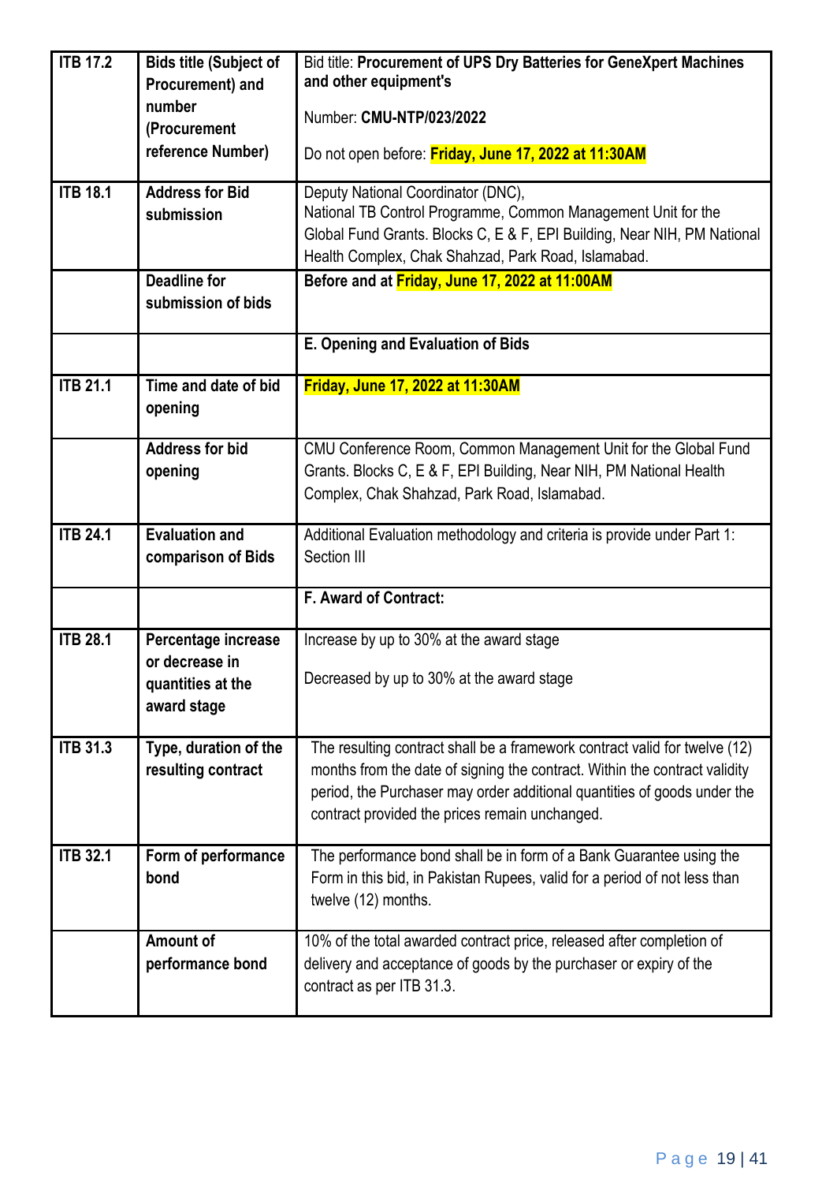| | | |
|---|---|---|
| **ITB 17.2** | **Bids title (Subject of Procurement) and number (Procurement reference Number)** | Bid title: **Procurement of UPS Dry Batteries for GeneXpert Machines and other equipment's**<br><br>Number: **CMU-NTP/023/2022**<br><br>Do not open before: **Friday, June 17, 2022 at 11:30AM** |
| **ITB 18.1** | **Address for Bid submission** | Deputy National Coordinator (DNC), National TB Control Programme, Common Management Unit for the Global Fund Grants. Blocks C, E & F, EPI Building, Near NIH, PM National Health Complex, Chak Shahzad, Park Road, Islamabad. |
| | **Deadline for submission of bids** | **Before and at Friday, June 17, 2022 at 11:00AM** |
| | | **E. Opening and Evaluation of Bids** |
| **ITB 21.1** | **Time and date of bid opening** | **Friday, June 17, 2022 at 11:30AM** |
| | **Address for bid opening** | CMU Conference Room, Common Management Unit for the Global Fund Grants. Blocks C, E & F, EPI Building, Near NIH, PM National Health Complex, Chak Shahzad, Park Road, Islamabad. |
| **ITB 24.1** | **Evaluation and comparison of Bids** | Additional Evaluation methodology and criteria is provide under Part 1: Section III |
| | | **F. Award of Contract:** |
| **ITB 28.1** | **Percentage increase or decrease in quantities at the award stage** | Increase by up to 30% at the award stage<br><br>Decreased by up to 30% at the award stage |
| **ITB 31.3** | **Type, duration of the resulting contract** | The resulting contract shall be a framework contract valid for twelve (12) months from the date of signing the contract. Within the contract validity period, the Purchaser may order additional quantities of goods under the contract provided the prices remain unchanged. |
| **ITB 32.1** | **Form of performance bond** | The performance bond shall be in form of a Bank Guarantee using the Form in this bid, in Pakistan Rupees, valid for a period of not less than twelve (12) months. |
| | **Amount of performance bond** | 10% of the total awarded contract price, released after completion of delivery and acceptance of goods by the purchaser or expiry of the contract as per ITB 31.3. |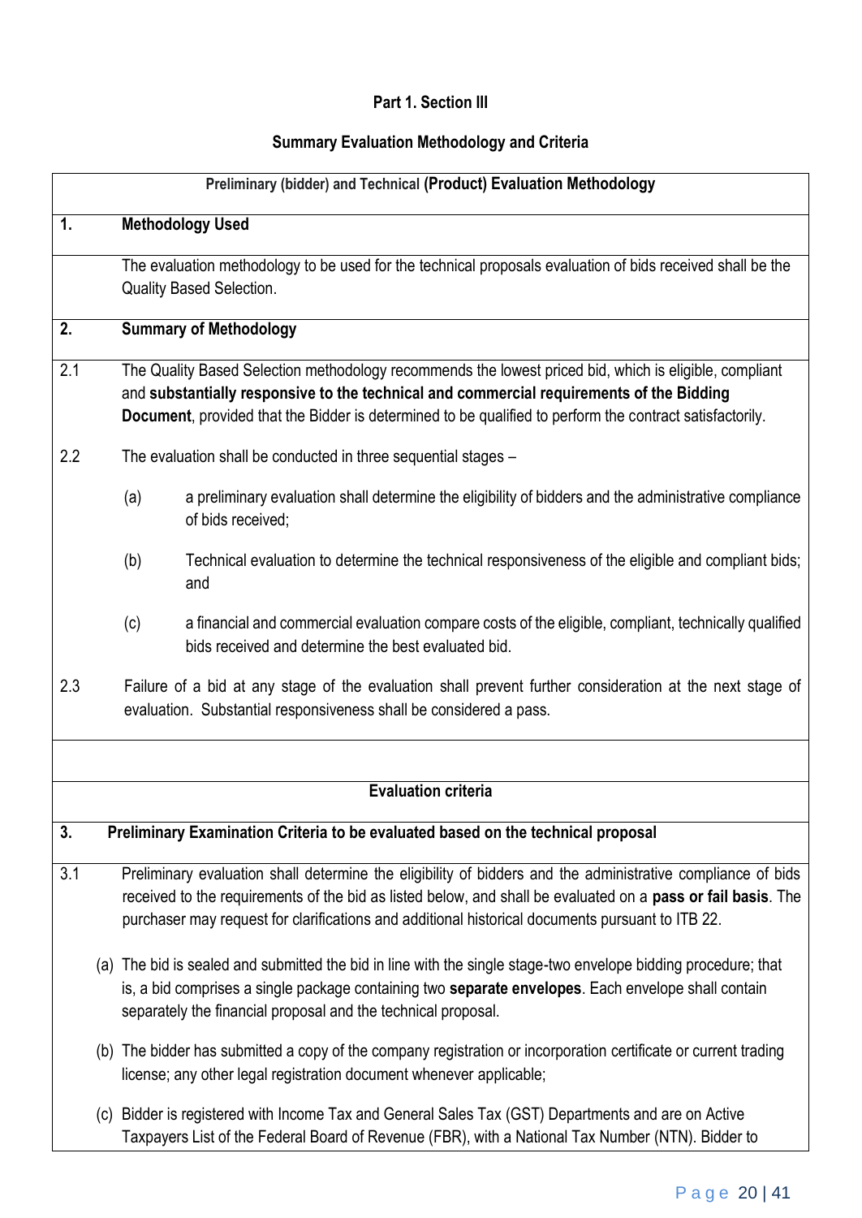**Part 1. Section III**

**Summary Evaluation Methodology and Criteria**

**Preliminary (bidder) and Technical (Product) Evaluation Methodology**

**1. Methodology Used**

The evaluation methodology to be used for the technical proposals evaluation of bids received shall be the Quality Based Selection.

**2. Summary of Methodology**

2.1 The Quality Based Selection methodology recommends the lowest priced bid, which is eligible, compliant and **substantially responsive to the technical and commercial requirements of the Bidding Document**, provided that the Bidder is determined to be qualified to perform the contract satisfactorily.

2.2 The evaluation shall be conducted in three sequential stages –

(a) a preliminary evaluation shall determine the eligibility of bidders and the administrative compliance of bids received;

(b) Technical evaluation to determine the technical responsiveness of the eligible and compliant bids; and

(c) a financial and commercial evaluation compare costs of the eligible, compliant, technically qualified bids received and determine the best evaluated bid.

2.3 Failure of a bid at any stage of the evaluation shall prevent further consideration at the next stage of evaluation. Substantial responsiveness shall be considered a pass.

**Evaluation criteria**

**3. Preliminary Examination Criteria to be evaluated based on the technical proposal**

3.1 Preliminary evaluation shall determine the eligibility of bidders and the administrative compliance of bids received to the requirements of the bid as listed below, and shall be evaluated on a **pass or fail basis**. The purchaser may request for clarifications and additional historical documents pursuant to ITB 22.

(a) The bid is sealed and submitted the bid in line with the single stage-two envelope bidding procedure; that is, a bid comprises a single package containing two **separate envelopes**. Each envelope shall contain separately the financial proposal and the technical proposal.

(b) The bidder has submitted a copy of the company registration or incorporation certificate or current trading license; any other legal registration document whenever applicable;

(c) Bidder is registered with Income Tax and General Sales Tax (GST) Departments and are on Active Taxpayers List of the Federal Board of Revenue (FBR), with a National Tax Number (NTN). Bidder to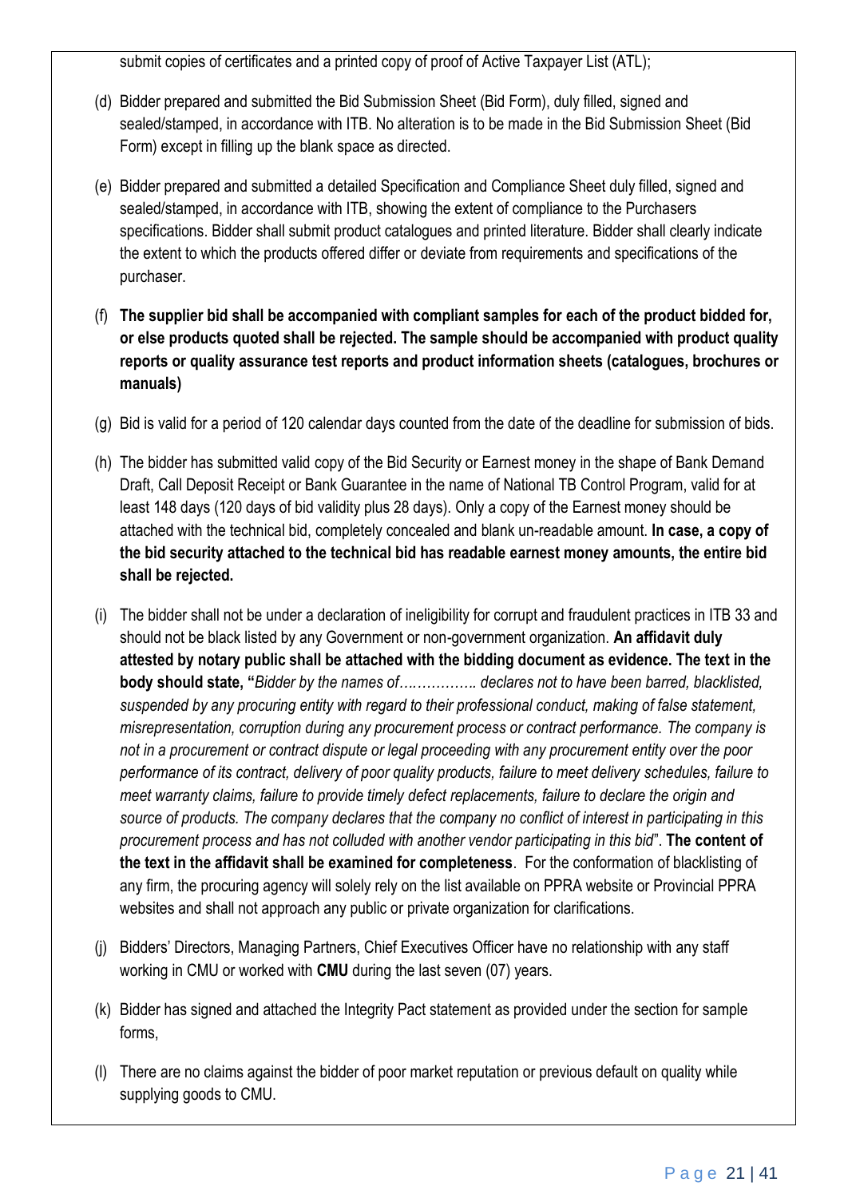submit copies of certificates and a printed copy of proof of Active Taxpayer List (ATL);

(d) Bidder prepared and submitted the Bid Submission Sheet (Bid Form), duly filled, signed and sealed/stamped, in accordance with ITB. No alteration is to be made in the Bid Submission Sheet (Bid Form) except in filling up the blank space as directed.

(e) Bidder prepared and submitted a detailed Specification and Compliance Sheet duly filled, signed and sealed/stamped, in accordance with ITB, showing the extent of compliance to the Purchasers specifications. Bidder shall submit product catalogues and printed literature. Bidder shall clearly indicate the extent to which the products offered differ or deviate from requirements and specifications of the purchaser.

(f) **The supplier bid shall be accompanied with compliant samples for each of the product bidded for, or else products quoted shall be rejected. The sample should be accompanied with product quality reports or quality assurance test reports and product information sheets (catalogues, brochures or manuals)**

(g) Bid is valid for a period of 120 calendar days counted from the date of the deadline for submission of bids.

(h) The bidder has submitted valid copy of the Bid Security or Earnest money in the shape of Bank Demand Draft, Call Deposit Receipt or Bank Guarantee in the name of National TB Control Program, valid for at least 148 days (120 days of bid validity plus 28 days). Only a copy of the Earnest money should be attached with the technical bid, completely concealed and blank un-readable amount. **In case, a copy of the bid security attached to the technical bid has readable earnest money amounts, the entire bid shall be rejected.**

(i) The bidder shall not be under a declaration of ineligibility for corrupt and fraudulent practices in ITB 33 and should not be black listed by any Government or non-government organization. **An affidavit duly attested by notary public shall be attached with the bidding document as evidence. The text in the body should state, "***Bidder by the names of…………….. declares not to have been barred, blacklisted, suspended by any procuring entity with regard to their professional conduct, making of false statement, misrepresentation, corruption during any procurement process or contract performance. The company is not in a procurement or contract dispute or legal proceeding with any procurement entity over the poor performance of its contract, delivery of poor quality products, failure to meet delivery schedules, failure to meet warranty claims, failure to provide timely defect replacements, failure to declare the origin and source of products. The company declares that the company no conflict of interest in participating in this procurement process and has not colluded with another vendor participating in this bid*". **The content of the text in the affidavit shall be examined for completeness**. For the conformation of blacklisting of any firm, the procuring agency will solely rely on the list available on PPRA website or Provincial PPRA websites and shall not approach any public or private organization for clarifications.

(j) Bidders' Directors, Managing Partners, Chief Executives Officer have no relationship with any staff working in CMU or worked with **CMU** during the last seven (07) years.

(k) Bidder has signed and attached the Integrity Pact statement as provided under the section for sample forms,

(l) There are no claims against the bidder of poor market reputation or previous default on quality while supplying goods to CMU.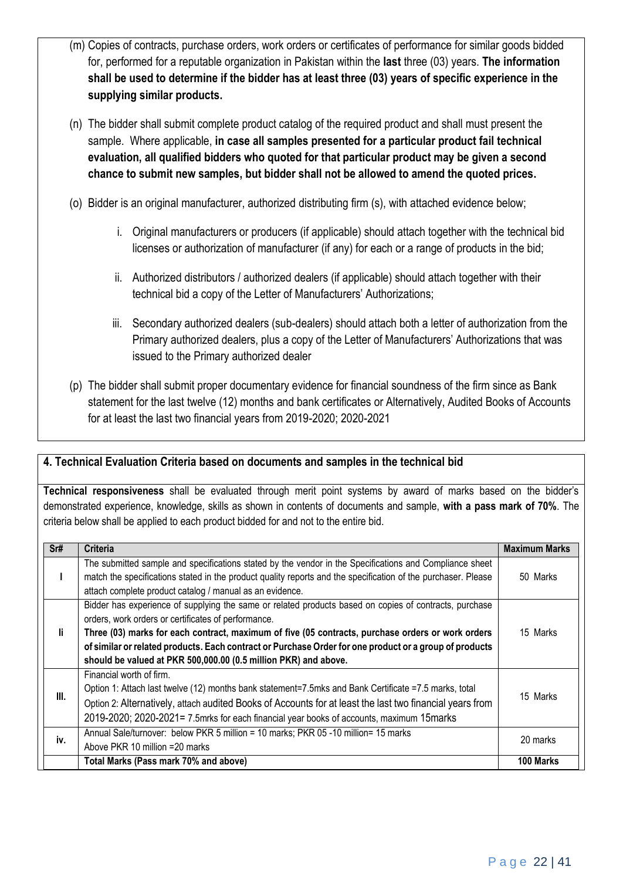(m) Copies of contracts, purchase orders, work orders or certificates of performance for similar goods bidded for, performed for a reputable organization in Pakistan within the **last** three (03) years. **The information shall be used to determine if the bidder has at least three (03) years of specific experience in the supplying similar products.**

(n) The bidder shall submit complete product catalog of the required product and shall must present the sample. Where applicable, **in case all samples presented for a particular product fail technical evaluation, all qualified bidders who quoted for that particular product may be given a second chance to submit new samples, but bidder shall not be allowed to amend the quoted prices.**

(o) Bidder is an original manufacturer, authorized distributing firm (s), with attached evidence below;

   i. Original manufacturers or producers (if applicable) should attach together with the technical bid licenses or authorization of manufacturer (if any) for each or a range of products in the bid;

   ii. Authorized distributors / authorized dealers (if applicable) should attach together with their technical bid a copy of the Letter of Manufacturers' Authorizations;

   iii. Secondary authorized dealers (sub-dealers) should attach both a letter of authorization from the Primary authorized dealers, plus a copy of the Letter of Manufacturers' Authorizations that was issued to the Primary authorized dealer

(p) The bidder shall submit proper documentary evidence for financial soundness of the firm since as Bank statement for the last twelve (12) months and bank certificates or Alternatively, Audited Books of Accounts for at least the last two financial years from 2019-2020; 2020-2021

## 4. Technical Evaluation Criteria based on documents and samples in the technical bid

**Technical responsiveness** shall be evaluated through merit point systems by award of marks based on the bidder's demonstrated experience, knowledge, skills as shown in contents of documents and sample, **with a pass mark of 70%**. The criteria below shall be applied to each product bidded for and not to the entire bid.

| Sr# | Criteria | Maximum Marks |
|---|---|---|
| I | The submitted sample and specifications stated by the vendor in the Specifications and Compliance sheet match the specifications stated in the product quality reports and the specification of the purchaser. Please attach complete product catalog / manual as an evidence. | 50 Marks |
| Ii | Bidder has experience of supplying the same or related products based on copies of contracts, purchase orders, work orders or certificates of performance.<br>**Three (03) marks for each contract, maximum of five (05 contracts, purchase orders or work orders of similar or related products. Each contract or Purchase Order for one product or a group of products should be valued at PKR 500,000.00 (0.5 million PKR) and above.** | 15 Marks |
| III. | Financial worth of firm.<br>Option 1: Attach last twelve (12) months bank statement=7.5mks and Bank Certificate =7.5 marks, total<br>Option 2: Alternatively, attach audited Books of Accounts for at least the last two financial years from 2019-2020; 2020-2021= 7.5mrks for each financial year books of accounts, maximum 15marks | 15 Marks |
| iv. | Annual Sale/turnover: below PKR 5 million = 10 marks; PKR 05 -10 million= 15 marks<br>Above PKR 10 million =20 marks | 20 marks |
| | **Total Marks (Pass mark 70% and above)** | **100 Marks** |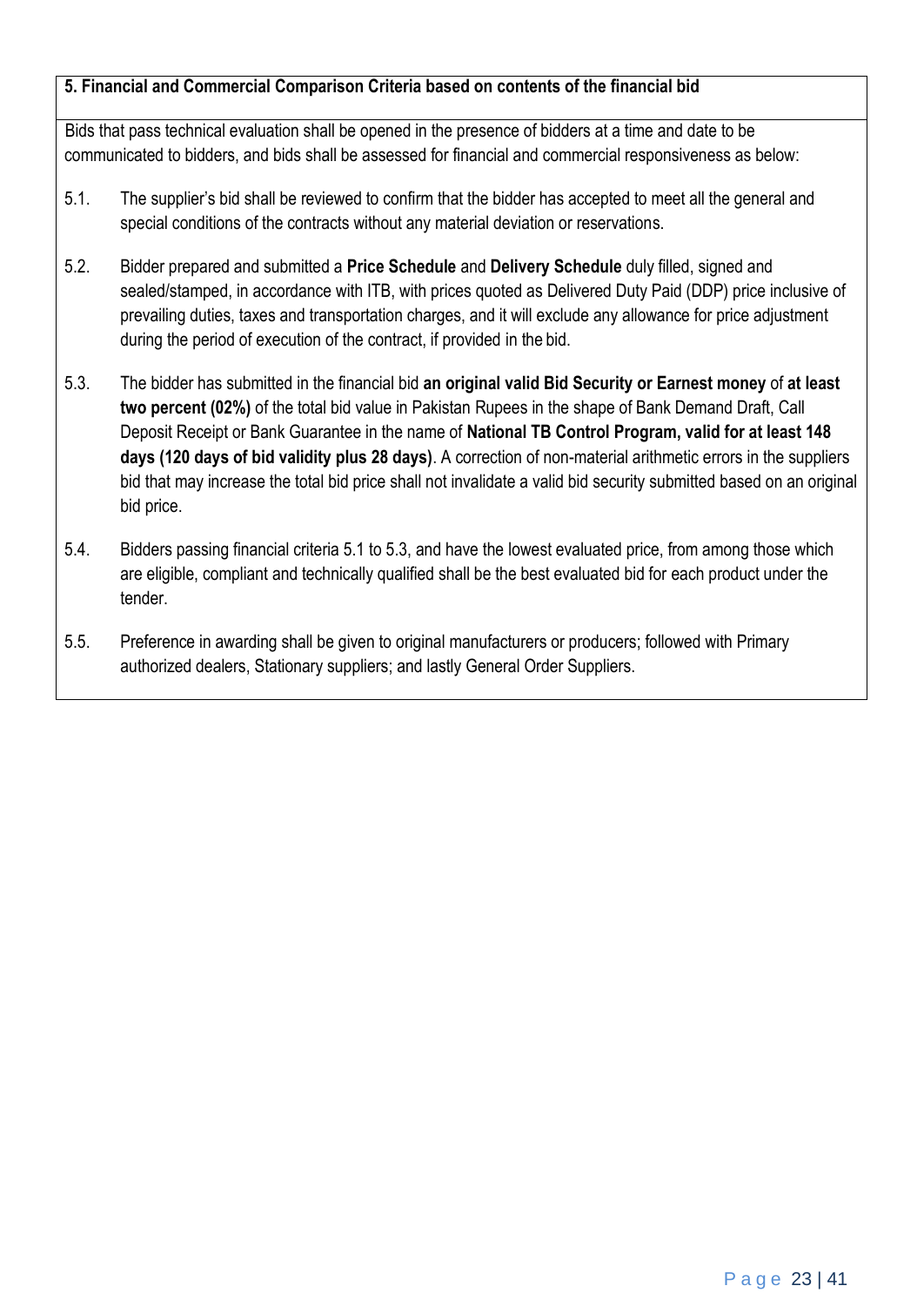**5. Financial and Commercial Comparison Criteria based on contents of the financial bid**

Bids that pass technical evaluation shall be opened in the presence of bidders at a time and date to be communicated to bidders, and bids shall be assessed for financial and commercial responsiveness as below:

5.1. The supplier's bid shall be reviewed to confirm that the bidder has accepted to meet all the general and special conditions of the contracts without any material deviation or reservations.

5.2. Bidder prepared and submitted a **Price Schedule** and **Delivery Schedule** duly filled, signed and sealed/stamped, in accordance with ITB, with prices quoted as Delivered Duty Paid (DDP) price inclusive of prevailing duties, taxes and transportation charges, and it will exclude any allowance for price adjustment during the period of execution of the contract, if provided in the bid.

5.3. The bidder has submitted in the financial bid **an original valid Bid Security or Earnest money** of **at least two percent (02%)** of the total bid value in Pakistan Rupees in the shape of Bank Demand Draft, Call Deposit Receipt or Bank Guarantee in the name of **National TB Control Program, valid for at least 148 days (120 days of bid validity plus 28 days)**. A correction of non-material arithmetic errors in the suppliers bid that may increase the total bid price shall not invalidate a valid bid security submitted based on an original bid price.

5.4. Bidders passing financial criteria 5.1 to 5.3, and have the lowest evaluated price, from among those which are eligible, compliant and technically qualified shall be the best evaluated bid for each product under the tender.

5.5. Preference in awarding shall be given to original manufacturers or producers; followed with Primary authorized dealers, Stationary suppliers; and lastly General Order Suppliers.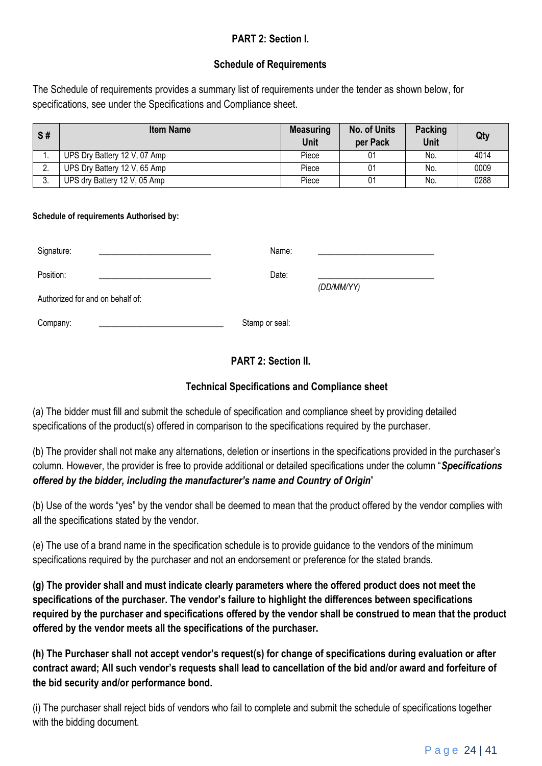## PART 2: Section I.

### Schedule of Requirements

The Schedule of requirements provides a summary list of requirements under the tender as shown below, for specifications, see under the Specifications and Compliance sheet.

| S # | Item Name | Measuring Unit | No. of Units per Pack | Packing Unit | Qty |
|---|---|---|---|---|---|
| 1. | UPS Dry Battery 12 V, 07 Amp | Piece | 01 | No. | 4014 |
| 2. | UPS Dry Battery 12 V, 65 Amp | Piece | 01 | No. | 0009 |
| 3. | UPS dry Battery 12 V, 05 Amp | Piece | 01 | No. | 0288 |

**Schedule of requirements Authorised by:**

Signature: __________________________ Name: ___________________________

Position: __________________________ Date: ___________________________ *(DD/MM/YY)*

Authorized for and on behalf of:

Company: _____________________________ Stamp or seal:

## PART 2: Section II.

### Technical Specifications and Compliance sheet

(a) The bidder must fill and submit the schedule of specification and compliance sheet by providing detailed specifications of the product(s) offered in comparison to the specifications required by the purchaser.

(b) The provider shall not make any alternations, deletion or insertions in the specifications provided in the purchaser's column. However, the provider is free to provide additional or detailed specifications under the column "***Specifications offered by the bidder, including the manufacturer's name and Country of Origin***"

(b) Use of the words "yes" by the vendor shall be deemed to mean that the product offered by the vendor complies with all the specifications stated by the vendor.

(e) The use of a brand name in the specification schedule is to provide guidance to the vendors of the minimum specifications required by the purchaser and not an endorsement or preference for the stated brands.

**(g) The provider shall and must indicate clearly parameters where the offered product does not meet the specifications of the purchaser. The vendor's failure to highlight the differences between specifications required by the purchaser and specifications offered by the vendor shall be construed to mean that the product offered by the vendor meets all the specifications of the purchaser.**

**(h) The Purchaser shall not accept vendor's request(s) for change of specifications during evaluation or after contract award; All such vendor's requests shall lead to cancellation of the bid and/or award and forfeiture of the bid security and/or performance bond.**

(i) The purchaser shall reject bids of vendors who fail to complete and submit the schedule of specifications together with the bidding document.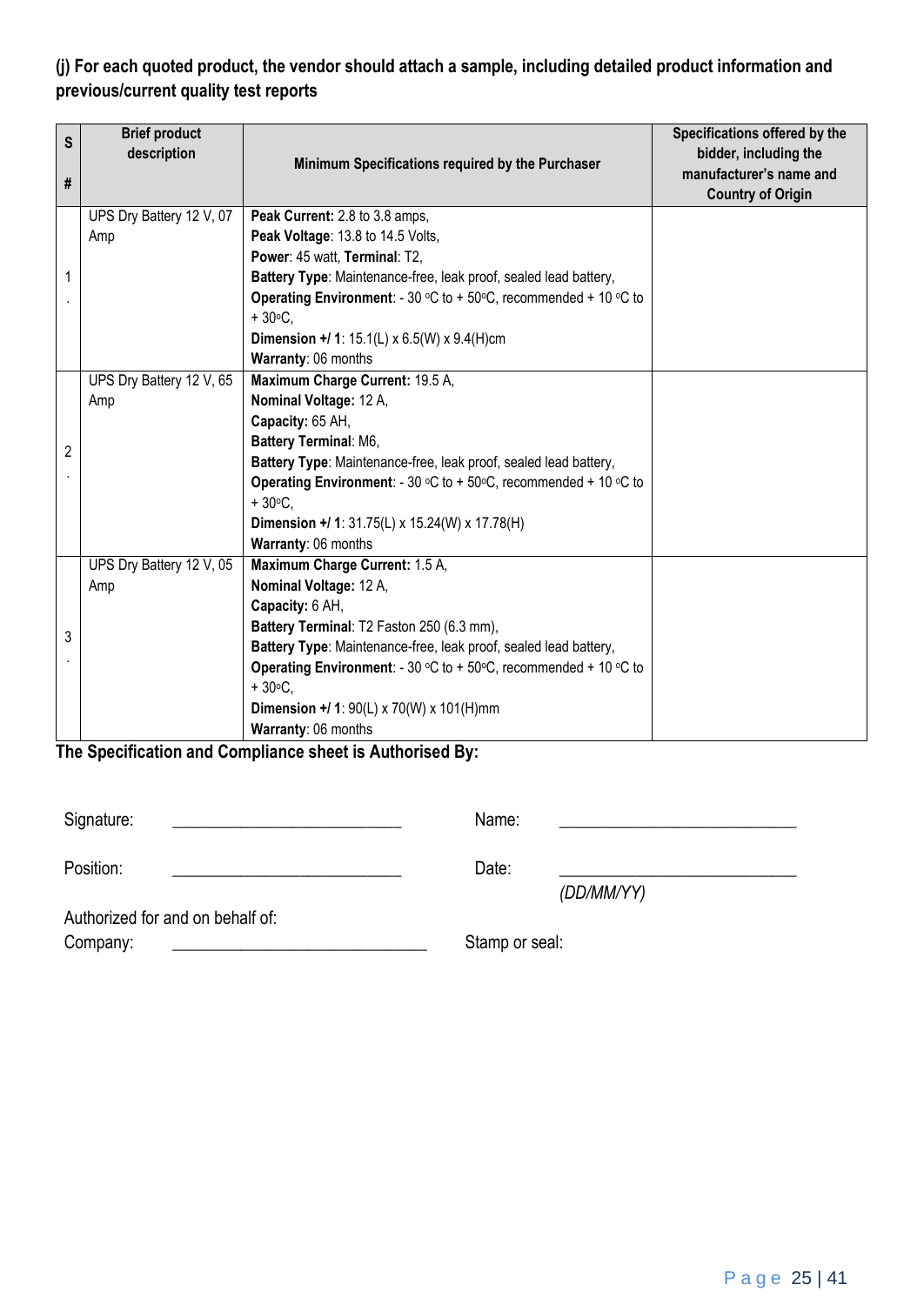**(j) For each quoted product, the vendor should attach a sample, including detailed product information and previous/current quality test reports**

| S # | Brief product description | Minimum Specifications required by the Purchaser | Specifications offered by the bidder, including the manufacturer's name and Country of Origin |
|---|---|---|---|
| 1. | UPS Dry Battery 12 V, 07 Amp | **Peak Current:** 2.8 to 3.8 amps,<br>**Peak Voltage**: 13.8 to 14.5 Volts,<br>**Power**: 45 watt, **Terminal**: T2,<br>**Battery Type**: Maintenance-free, leak proof, sealed lead battery,<br>**Operating Environment**: - 30 °C to + 50°C, recommended + 10 °C to + 30°C,<br>**Dimension +/ 1**: 15.1(L) x 6.5(W) x 9.4(H)cm<br>**Warranty**: 06 months | |
| 2. | UPS Dry Battery 12 V, 65 Amp | **Maximum Charge Current:** 19.5 A,<br>**Nominal Voltage:** 12 A,<br>**Capacity:** 65 AH,<br>**Battery Terminal**: M6,<br>**Battery Type**: Maintenance-free, leak proof, sealed lead battery,<br>**Operating Environment**: - 30 °C to + 50°C, recommended + 10 °C to + 30°C,<br>**Dimension +/ 1**: 31.75(L) x 15.24(W) x 17.78(H)<br>**Warranty**: 06 months | |
| 3. | UPS Dry Battery 12 V, 05 Amp | **Maximum Charge Current:** 1.5 A,<br>**Nominal Voltage:** 12 A,<br>**Capacity:** 6 AH,<br>**Battery Terminal**: T2 Faston 250 (6.3 mm),<br>**Battery Type**: Maintenance-free, leak proof, sealed lead battery,<br>**Operating Environment**: - 30 °C to + 50°C, recommended + 10 °C to + 30°C,<br>**Dimension +/ 1**: 90(L) x 70(W) x 101(H)mm<br>**Warranty**: 06 months | |

**The Specification and Compliance sheet is Authorised By:**

Signature: ___________________________ Name: ___________________________

Position: ___________________________ Date: ___________________________
*(DD/MM/YY)*

Authorized for and on behalf of:
Company: ______________________________ Stamp or seal: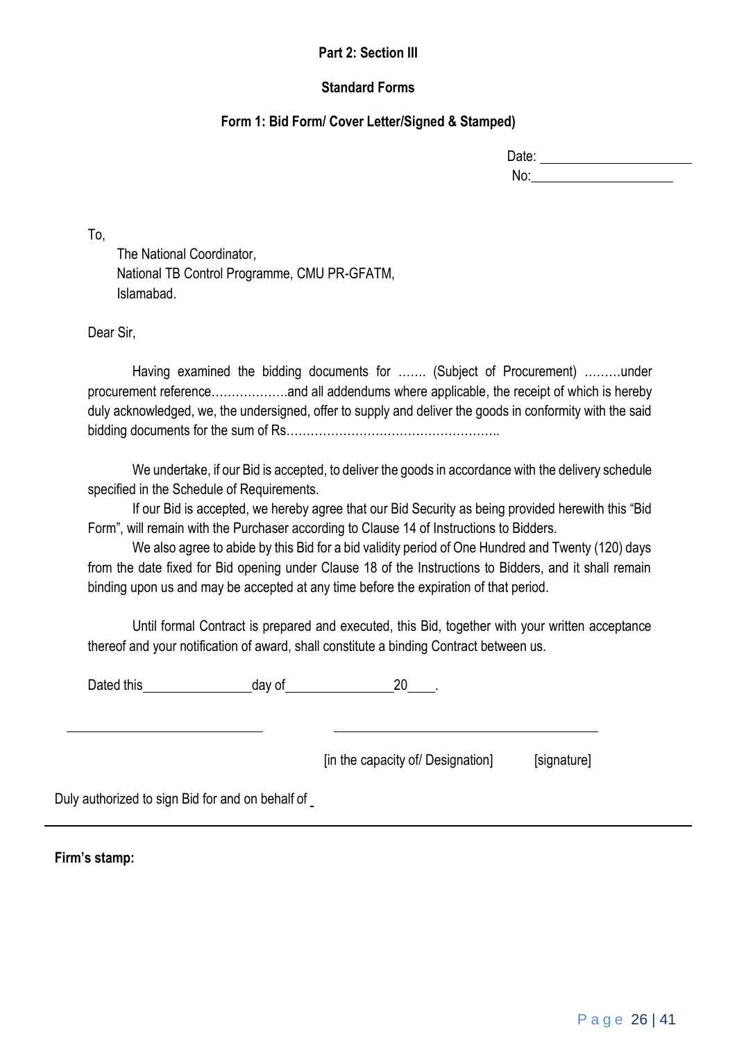**Part 2: Section III**

**Standard Forms**

**Form 1: Bid Form/ Cover Letter/Signed & Stamped)**

Date: ______________________
No:_____________________

To,

The National Coordinator,
National TB Control Programme, CMU PR-GFATM,
Islamabad.

Dear Sir,

Having examined the bidding documents for ……. (Subject of Procurement) ………under procurement reference………………and all addendums where applicable, the receipt of which is hereby duly acknowledged, we, the undersigned, offer to supply and deliver the goods in conformity with the said bidding documents for the sum of Rs……………………………………………..

We undertake, if our Bid is accepted, to deliver the goods in accordance with the delivery schedule specified in the Schedule of Requirements.

If our Bid is accepted, we hereby agree that our Bid Security as being provided herewith this "Bid Form", will remain with the Purchaser according to Clause 14 of Instructions to Bidders.

We also agree to abide by this Bid for a bid validity period of One Hundred and Twenty (120) days from the date fixed for Bid opening under Clause 18 of the Instructions to Bidders, and it shall remain binding upon us and may be accepted at any time before the expiration of that period.

Until formal Contract is prepared and executed, this Bid, together with your written acceptance thereof and your notification of award, shall constitute a binding Contract between us.

Dated this________________day of________________20____.

____________________________ ______________________________________

[in the capacity of/ Designation] [signature]

Duly authorized to sign Bid for and on behalf of _

---

**Firm's stamp:**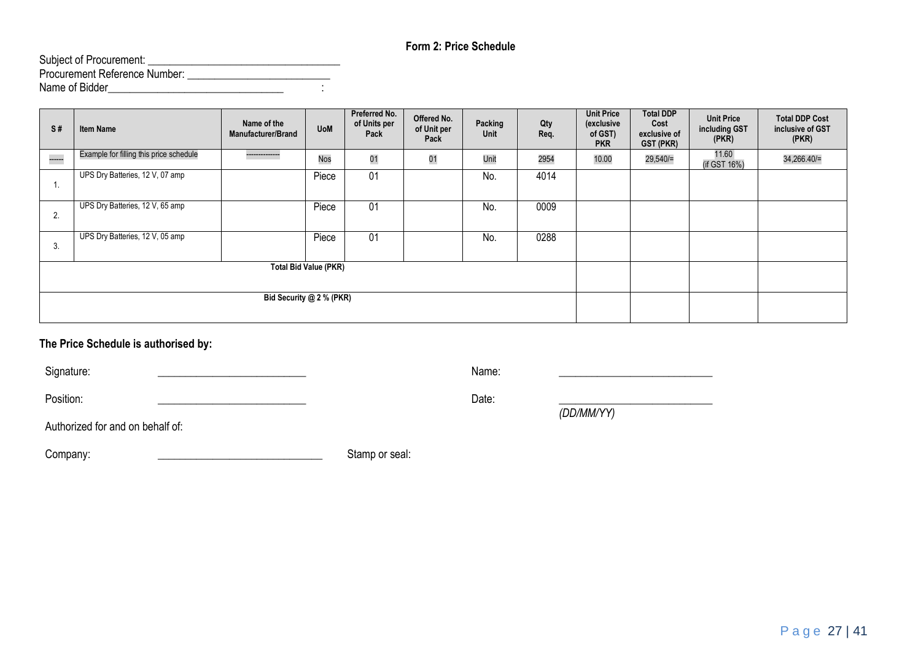## Form 2: Price Schedule

Subject of Procurement: ___________________________________
Procurement Reference Number: _________________________
Name of Bidder________________________________ :

| S # | Item Name | Name of the Manufacturer/Brand | UoM | Preferred No. of Units per Pack | Offered No. of Unit per Pack | Packing Unit | Qty Req. | Unit Price (exclusive of GST) PKR | Total DDP Cost exclusive of GST (PKR) | Unit Price including GST (PKR) | Total DDP Cost inclusive of GST (PKR) |
|---|---|---|---|---|---|---|---|---|---|---|---|
| ------ | Example for filling this price schedule | ------------- | Nos | 01 | 01 | Unit | 2954 | 10.00 | 29,540/= | 11.60 (if GST 16%) | 34,266.40/= |
| 1. | UPS Dry Batteries, 12 V, 07 amp | | Piece | 01 | | No. | 4014 | | | | |
| 2. | UPS Dry Batteries, 12 V, 65 amp | | Piece | 01 | | No. | 0009 | | | | |
| 3. | UPS Dry Batteries, 12 V, 05 amp | | Piece | 01 | | No. | 0288 | | | | |
| **Total Bid Value (PKR)** | | | | | | | | | | | |
| **Bid Security @ 2 % (PKR)** | | | | | | | | | | | |

**The Price Schedule is authorised by:**

Signature: ___________________________ Name: ___________________________

Position: ___________________________ Date: ___________________________
*(DD/MM/YY)*

Authorized for and on behalf of:

Company: ______________________________ Stamp or seal: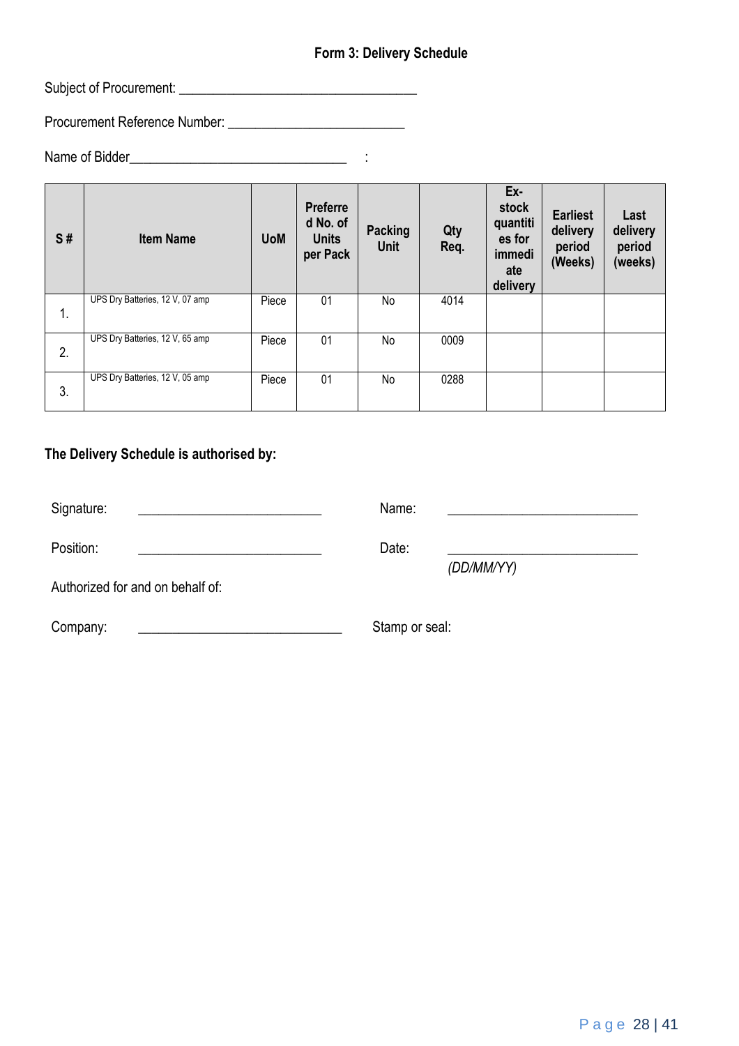## Form 3: Delivery Schedule

Subject of Procurement: ___________________________________

Procurement Reference Number: __________________________

Name of Bidder________________________________ :

| S # | Item Name | UoM | Preferred No. of Units per Pack | Packing Unit | Qty Req. | Ex-stock quantities for immediate delivery | Earliest delivery period (Weeks) | Last delivery period (weeks) |
|---|---|---|---|---|---|---|---|---|
| 1. | UPS Dry Batteries, 12 V, 07 amp | Piece | 01 | No | 4014 | | | |
| 2. | UPS Dry Batteries, 12 V, 65 amp | Piece | 01 | No | 0009 | | | |
| 3. | UPS Dry Batteries, 12 V, 05 amp | Piece | 01 | No | 0288 | | | |

**The Delivery Schedule is authorised by:**

Signature: ___________________________ Name: ____________________________

Position: ___________________________ Date: ____________________________ *(DD/MM/YY)*

Authorized for and on behalf of:

Company: ______________________________ Stamp or seal: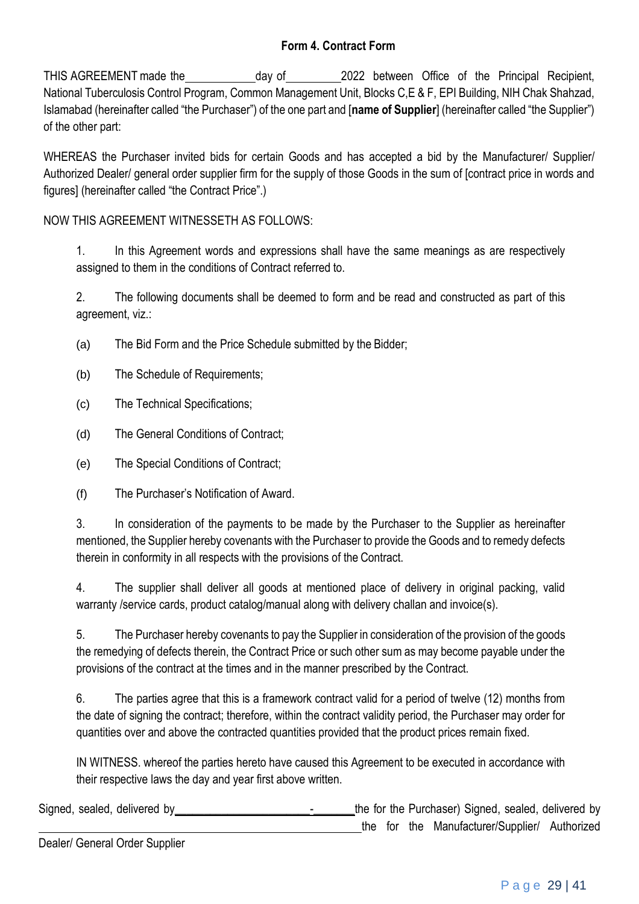### Form 4. Contract Form

THIS AGREEMENT made the ____________ day of __________ 2022 between Office of the Principal Recipient, National Tuberculosis Control Program, Common Management Unit, Blocks C,E & F, EPI Building, NIH Chak Shahzad, Islamabad (hereinafter called "the Purchaser") of the one part and [**name of Supplier**] (hereinafter called "the Supplier") of the other part:

WHEREAS the Purchaser invited bids for certain Goods and has accepted a bid by the Manufacturer/ Supplier/ Authorized Dealer/ general order supplier firm for the supply of those Goods in the sum of [contract price in words and figures] (hereinafter called "the Contract Price".)

NOW THIS AGREEMENT WITNESSETH AS FOLLOWS:

1. In this Agreement words and expressions shall have the same meanings as are respectively assigned to them in the conditions of Contract referred to.

2. The following documents shall be deemed to form and be read and constructed as part of this agreement, viz.:

(a) The Bid Form and the Price Schedule submitted by the Bidder;

(b) The Schedule of Requirements;

(c) The Technical Specifications;

(d) The General Conditions of Contract;

(e) The Special Conditions of Contract;

(f) The Purchaser's Notification of Award.

3. In consideration of the payments to be made by the Purchaser to the Supplier as hereinafter mentioned, the Supplier hereby covenants with the Purchaser to provide the Goods and to remedy defects therein in conformity in all respects with the provisions of the Contract.

4. The supplier shall deliver all goods at mentioned place of delivery in original packing, valid warranty /service cards, product catalog/manual along with delivery challan and invoice(s).

5. The Purchaser hereby covenants to pay the Supplier in consideration of the provision of the goods the remedying of defects therein, the Contract Price or such other sum as may become payable under the provisions of the contract at the times and in the manner prescribed by the Contract.

6. The parties agree that this is a framework contract valid for a period of twelve (12) months from the date of signing the contract; therefore, within the contract validity period, the Purchaser may order for quantities over and above the contracted quantities provided that the product prices remain fixed.

IN WITNESS. whereof the parties hereto have caused this Agreement to be executed in accordance with their respective laws the day and year first above written.

Signed, sealed, delivered by ______________________ - _______ the for the Purchaser) Signed, sealed, delivered by ______________________________________________________ the for the Manufacturer/Supplier/ Authorized Dealer/ General Order Supplier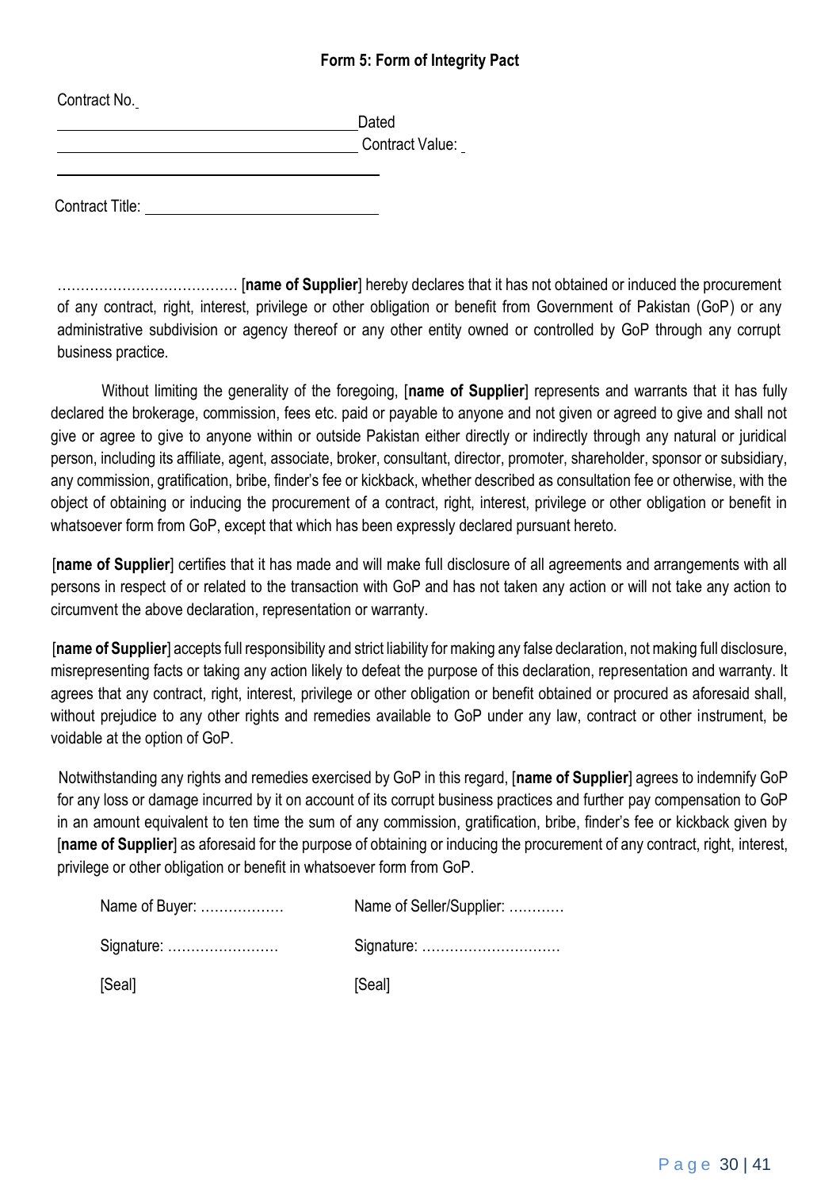### Form 5: Form of Integrity Pact

Contract No. \_\_\_\_\_\_\_\_\_\_\_\_\_\_\_\_\_\_\_\_\_\_\_\_\_\_\_\_ Dated

\_\_\_\_\_\_\_\_\_\_\_\_\_\_\_\_\_\_\_\_\_\_\_\_\_\_\_\_ Contract Value: \_\_\_\_\_\_\_\_\_\_\_\_\_\_\_\_\_\_\_\_\_\_\_\_\_\_\_\_

Contract Title: \_\_\_\_\_\_\_\_\_\_\_\_\_\_\_\_\_\_\_\_\_\_\_\_\_\_\_\_

………………………………. [**name of Supplier**] hereby declares that it has not obtained or induced the procurement of any contract, right, interest, privilege or other obligation or benefit from Government of Pakistan (GoP) or any administrative subdivision or agency thereof or any other entity owned or controlled by GoP through any corrupt business practice.

Without limiting the generality of the foregoing, [**name of Supplier**] represents and warrants that it has fully declared the brokerage, commission, fees etc. paid or payable to anyone and not given or agreed to give and shall not give or agree to give to anyone within or outside Pakistan either directly or indirectly through any natural or juridical person, including its affiliate, agent, associate, broker, consultant, director, promoter, shareholder, sponsor or subsidiary, any commission, gratification, bribe, finder's fee or kickback, whether described as consultation fee or otherwise, with the object of obtaining or inducing the procurement of a contract, right, interest, privilege or other obligation or benefit in whatsoever form from GoP, except that which has been expressly declared pursuant hereto.

[**name of Supplier**] certifies that it has made and will make full disclosure of all agreements and arrangements with all persons in respect of or related to the transaction with GoP and has not taken any action or will not take any action to circumvent the above declaration, representation or warranty.

[**name of Supplier**] accepts full responsibility and strict liability for making any false declaration, not making full disclosure, misrepresenting facts or taking any action likely to defeat the purpose of this declaration, representation and warranty. It agrees that any contract, right, interest, privilege or other obligation or benefit obtained or procured as aforesaid shall, without prejudice to any other rights and remedies available to GoP under any law, contract or other instrument, be voidable at the option of GoP.

Notwithstanding any rights and remedies exercised by GoP in this regard, [**name of Supplier**] agrees to indemnify GoP for any loss or damage incurred by it on account of its corrupt business practices and further pay compensation to GoP in an amount equivalent to ten time the sum of any commission, gratification, bribe, finder's fee or kickback given by [**name of Supplier**] as aforesaid for the purpose of obtaining or inducing the procurement of any contract, right, interest, privilege or other obligation or benefit in whatsoever form from GoP.

| | |
|---|---|
| Name of Buyer: ……………… | Name of Seller/Supplier: ………… |
| Signature: …………………… | Signature: ………………………… |
| [Seal] | [Seal] |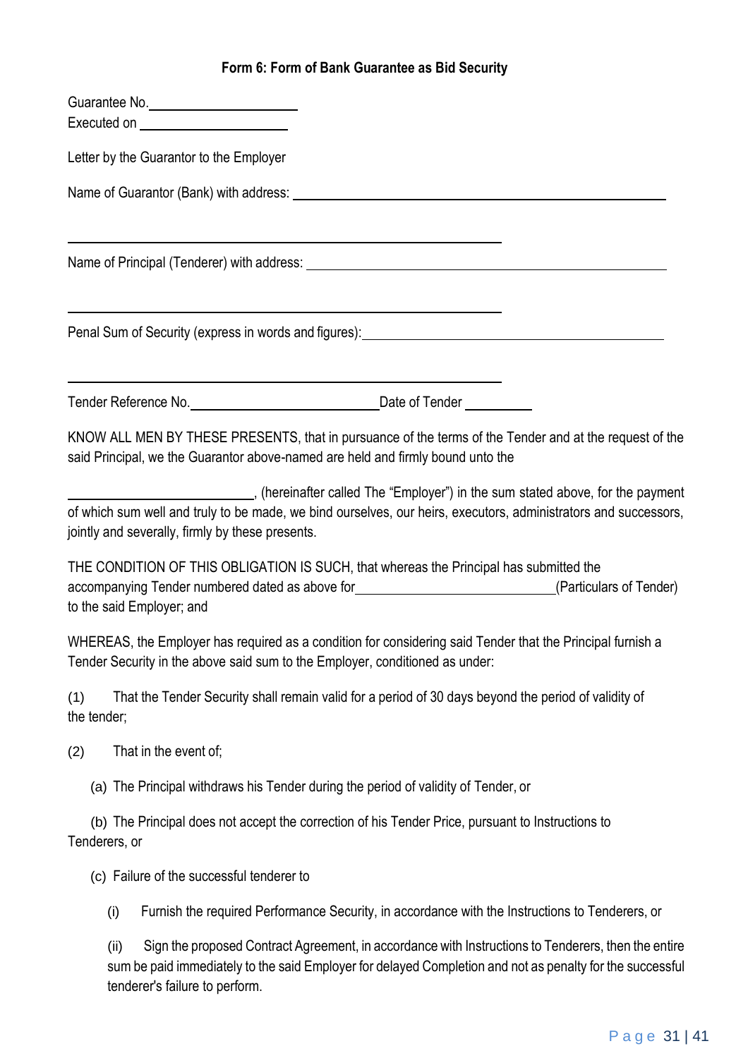### Form 6: Form of Bank Guarantee as Bid Security

Guarantee No.\_\_\_\_\_\_\_\_\_\_\_\_\_\_\_\_\_\_\_\_

Executed on \_\_\_\_\_\_\_\_\_\_\_\_\_\_\_\_\_\_\_\_

Letter by the Guarantor to the Employer

Name of Guarantor (Bank) with address: \_\_\_\_\_\_\_\_\_\_\_\_\_\_\_\_\_\_\_\_\_\_\_\_\_\_\_\_\_\_\_\_\_\_\_\_\_\_\_\_\_\_\_\_\_\_\_\_

\_\_\_\_\_\_\_\_\_\_\_\_\_\_\_\_\_\_\_\_\_\_\_\_\_\_\_\_\_\_\_\_\_\_\_\_\_\_\_\_\_\_\_\_\_\_\_\_\_\_\_\_\_\_

Name of Principal (Tenderer) with address: \_\_\_\_\_\_\_\_\_\_\_\_\_\_\_\_\_\_\_\_\_\_\_\_\_\_\_\_\_\_\_\_\_\_\_\_\_\_\_\_\_\_\_\_\_\_\_\_

\_\_\_\_\_\_\_\_\_\_\_\_\_\_\_\_\_\_\_\_\_\_\_\_\_\_\_\_\_\_\_\_\_\_\_\_\_\_\_\_\_\_\_\_\_\_\_\_\_\_\_\_\_\_

Penal Sum of Security (express in words and figures):\_\_\_\_\_\_\_\_\_\_\_\_\_\_\_\_\_\_\_\_\_\_\_\_\_\_\_\_\_\_\_\_\_\_\_\_\_\_\_\_

\_\_\_\_\_\_\_\_\_\_\_\_\_\_\_\_\_\_\_\_\_\_\_\_\_\_\_\_\_\_\_\_\_\_\_\_\_\_\_\_\_\_\_\_\_\_\_\_\_\_\_\_\_\_

Tender Reference No.\_\_\_\_\_\_\_\_\_\_\_\_\_\_\_\_\_\_\_\_\_\_\_\_\_Date of Tender \_\_\_\_\_\_\_\_\_

KNOW ALL MEN BY THESE PRESENTS, that in pursuance of the terms of the Tender and at the request of the said Principal, we the Guarantor above-named are held and firmly bound unto the

\_\_\_\_\_\_\_\_\_\_\_\_\_\_\_\_\_\_\_\_\_\_\_\_\_\_, (hereinafter called The "Employer") in the sum stated above, for the payment of which sum well and truly to be made, we bind ourselves, our heirs, executors, administrators and successors, jointly and severally, firmly by these presents.

THE CONDITION OF THIS OBLIGATION IS SUCH, that whereas the Principal has submitted the accompanying Tender numbered dated as above for\_\_\_\_\_\_\_\_\_\_\_\_\_\_\_\_\_\_\_\_\_\_\_\_\_\_\_(Particulars of Tender) to the said Employer; and

WHEREAS, the Employer has required as a condition for considering said Tender that the Principal furnish a Tender Security in the above said sum to the Employer, conditioned as under:

(1) That the Tender Security shall remain valid for a period of 30 days beyond the period of validity of the tender;

(2) That in the event of;

(a) The Principal withdraws his Tender during the period of validity of Tender, or

(b) The Principal does not accept the correction of his Tender Price, pursuant to Instructions to Tenderers, or

(c) Failure of the successful tenderer to

(i) Furnish the required Performance Security, in accordance with the Instructions to Tenderers, or

(ii) Sign the proposed Contract Agreement, in accordance with Instructions to Tenderers, then the entire sum be paid immediately to the said Employer for delayed Completion and not as penalty for the successful tenderer's failure to perform.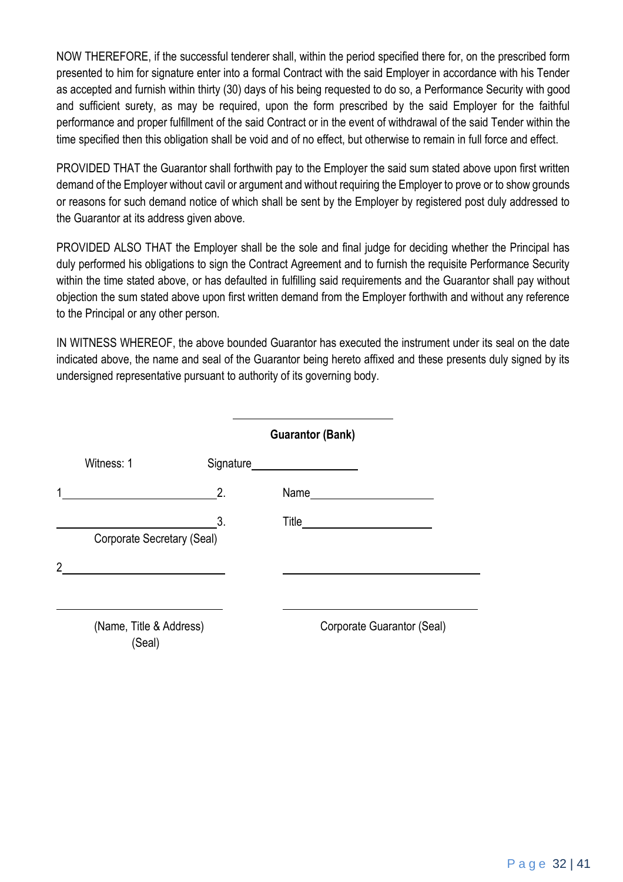NOW THEREFORE, if the successful tenderer shall, within the period specified there for, on the prescribed form presented to him for signature enter into a formal Contract with the said Employer in accordance with his Tender as accepted and furnish within thirty (30) days of his being requested to do so, a Performance Security with good and sufficient surety, as may be required, upon the form prescribed by the said Employer for the faithful performance and proper fulfillment of the said Contract or in the event of withdrawal of the said Tender within the time specified then this obligation shall be void and of no effect, but otherwise to remain in full force and effect.

PROVIDED THAT the Guarantor shall forthwith pay to the Employer the said sum stated above upon first written demand of the Employer without cavil or argument and without requiring the Employer to prove or to show grounds or reasons for such demand notice of which shall be sent by the Employer by registered post duly addressed to the Guarantor at its address given above.

PROVIDED ALSO THAT the Employer shall be the sole and final judge for deciding whether the Principal has duly performed his obligations to sign the Contract Agreement and to furnish the requisite Performance Security within the time stated above, or has defaulted in fulfilling said requirements and the Guarantor shall pay without objection the sum stated above upon first written demand from the Employer forthwith and without any reference to the Principal or any other person.

IN WITNESS WHEREOF, the above bounded Guarantor has executed the instrument under its seal on the date indicated above, the name and seal of the Guarantor being hereto affixed and these presents duly signed by its undersigned representative pursuant to authority of its governing body.

\_\_\_\_\_\_\_\_\_\_\_\_\_\_\_\_\_\_\_\_\_\_\_\_\_\_

**Guarantor (Bank)**

Witness: 1

Signature\_\_\_\_\_\_\_\_\_\_\_\_\_\_\_\_\_\_

1\_\_\_\_\_\_\_\_\_\_\_\_\_\_\_\_\_\_\_\_\_\_\_\_\_\_ 2.

Name\_\_\_\_\_\_\_\_\_\_\_\_\_\_\_\_\_\_\_\_

\_\_\_\_\_\_\_\_\_\_\_\_\_\_\_\_\_\_\_\_\_\_\_\_\_\_\_ 3.

Title\_\_\_\_\_\_\_\_\_\_\_\_\_\_\_\_\_\_\_\_\_\_

Corporate Secretary (Seal)

2\_\_\_\_\_\_\_\_\_\_\_\_\_\_\_\_\_\_\_\_\_\_\_\_\_\_\_

\_\_\_\_\_\_\_\_\_\_\_\_\_\_\_\_\_\_\_\_\_\_\_\_\_\_\_\_\_\_\_\_

\_\_\_\_\_\_\_\_\_\_\_\_\_\_\_\_\_\_\_\_\_\_\_\_\_\_\_

\_\_\_\_\_\_\_\_\_\_\_\_\_\_\_\_\_\_\_\_\_\_\_\_\_\_\_\_\_\_\_\_

(Name, Title & Address)
(Seal)

Corporate Guarantor (Seal)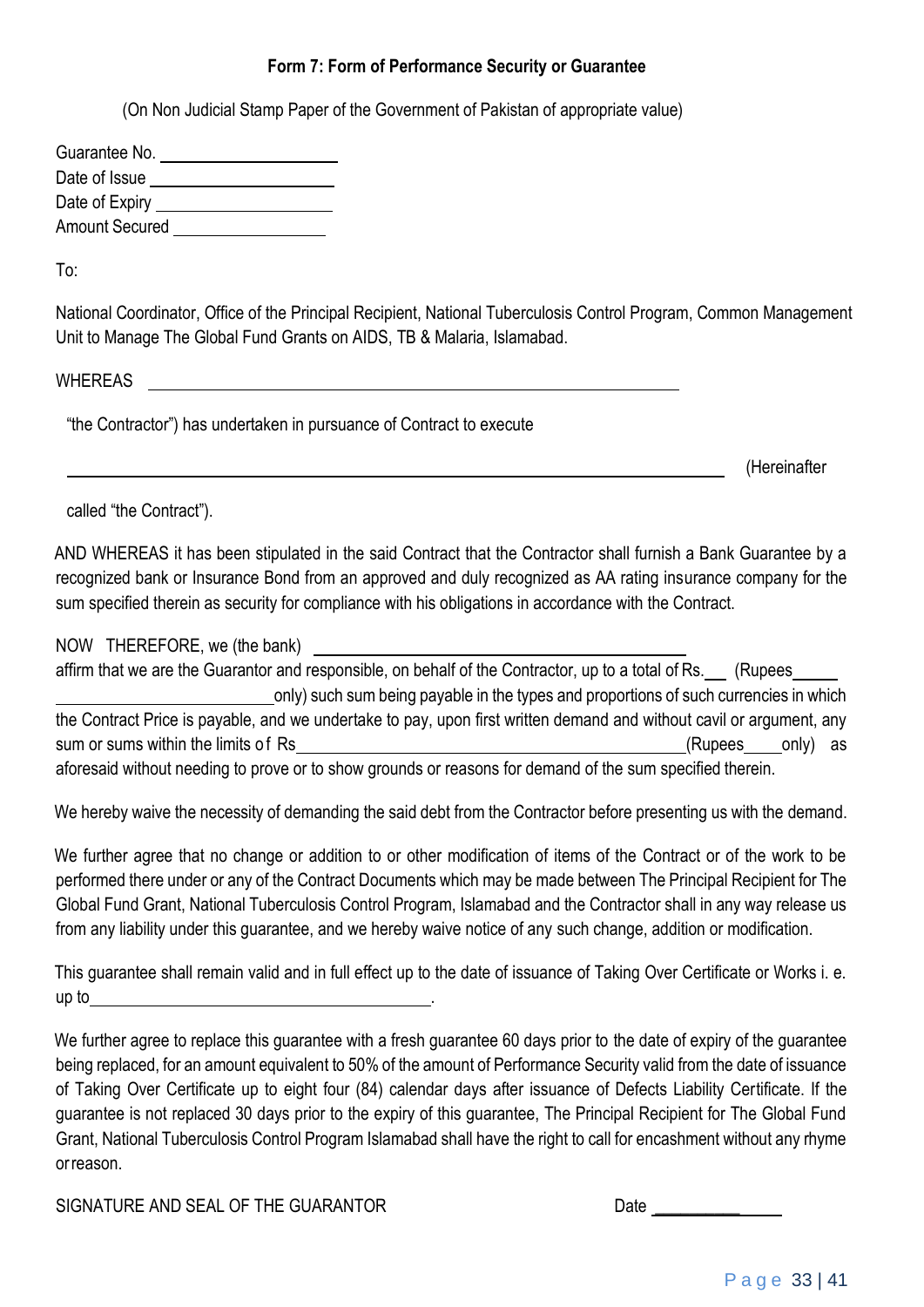**Form 7: Form of Performance Security or Guarantee**

(On Non Judicial Stamp Paper of the Government of Pakistan of appropriate value)

Guarantee No. ____________________

Date of Issue ____________________

Date of Expiry ____________________

Amount Secured ________________

To:

National Coordinator, Office of the Principal Recipient, National Tuberculosis Control Program, Common Management Unit to Manage The Global Fund Grants on AIDS, TB & Malaria, Islamabad.

WHEREAS ____________________________________________________________

"the Contractor") has undertaken in pursuance of Contract to execute

__________________________________________________________________________ (Hereinafter called "the Contract").

AND WHEREAS it has been stipulated in the said Contract that the Contractor shall furnish a Bank Guarantee by a recognized bank or Insurance Bond from an approved and duly recognized as AA rating insurance company for the sum specified therein as security for compliance with his obligations in accordance with the Contract.

NOW THEREFORE, we (the bank) ________________________________________
affirm that we are the Guarantor and responsible, on behalf of the Contractor, up to a total of Rs.___ (Rupees_____ ________________________only) such sum being payable in the types and proportions of such currencies in which the Contract Price is payable, and we undertake to pay, upon first written demand and without cavil or argument, any sum or sums within the limits of Rs____________________________________________(Rupees____only) as aforesaid without needing to prove or to show grounds or reasons for demand of the sum specified therein.

We hereby waive the necessity of demanding the said debt from the Contractor before presenting us with the demand.

We further agree that no change or addition to or other modification of items of the Contract or of the work to be performed there under or any of the Contract Documents which may be made between The Principal Recipient for The Global Fund Grant, National Tuberculosis Control Program, Islamabad and the Contractor shall in any way release us from any liability under this guarantee, and we hereby waive notice of any such change, addition or modification.

This guarantee shall remain valid and in full effect up to the date of issuance of Taking Over Certificate or Works i. e. up to________________________________________.

We further agree to replace this guarantee with a fresh guarantee 60 days prior to the date of expiry of the guarantee being replaced, for an amount equivalent to 50% of the amount of Performance Security valid from the date of issuance of Taking Over Certificate up to eight four (84) calendar days after issuance of Defects Liability Certificate. If the guarantee is not replaced 30 days prior to the expiry of this guarantee, The Principal Recipient for The Global Fund Grant, National Tuberculosis Control Program Islamabad shall have the right to call for encashment without any rhyme or reason.

SIGNATURE AND SEAL OF THE GUARANTOR Date ______________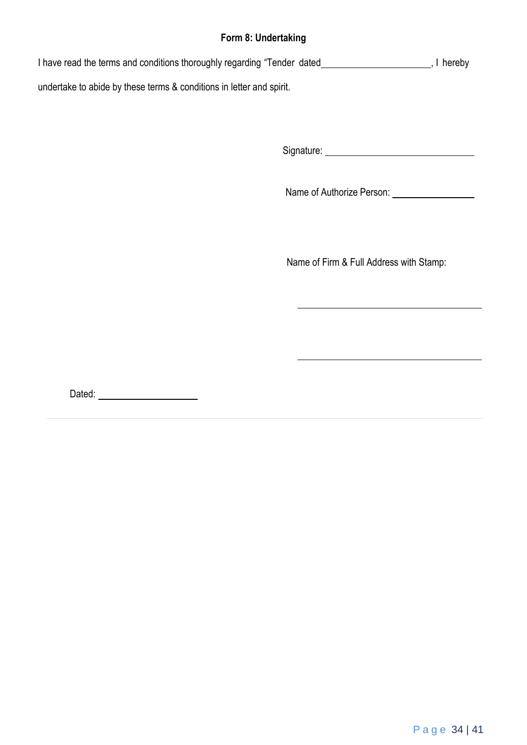# Form 8: Undertaking

I have read the terms and conditions thoroughly regarding "Tender dated\_\_\_\_\_\_\_\_\_\_\_\_\_\_\_\_\_\_\_\_\_\_\_, I hereby undertake to abide by these terms & conditions in letter and spirit.

Signature: \_\_\_\_\_\_\_\_\_\_\_\_\_\_\_\_\_\_\_\_\_\_\_\_\_\_\_\_\_\_

Name of Authorize Person: \_\_\_\_\_\_\_\_\_\_\_\_\_\_\_\_\_

Name of Firm & Full Address with Stamp:

\_\_\_\_\_\_\_\_\_\_\_\_\_\_\_\_\_\_\_\_\_\_\_\_\_\_\_\_\_\_\_\_\_\_\_\_\_

\_\_\_\_\_\_\_\_\_\_\_\_\_\_\_\_\_\_\_\_\_\_\_\_\_\_\_\_\_\_\_\_\_\_\_\_\_

Dated: \_\_\_\_\_\_\_\_\_\_\_\_\_\_\_\_\_\_\_\_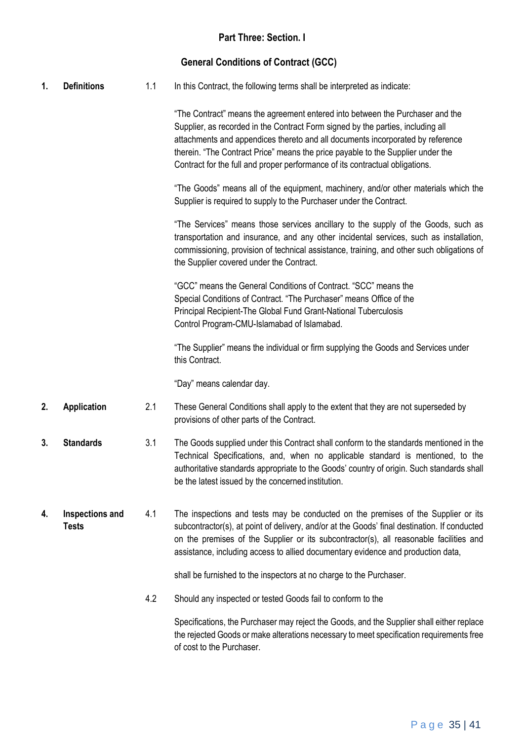**Part Three: Section. I**

**General Conditions of Contract (GCC)**

**1. Definitions**

1.1 In this Contract, the following terms shall be interpreted as indicate:

"The Contract" means the agreement entered into between the Purchaser and the Supplier, as recorded in the Contract Form signed by the parties, including all attachments and appendices thereto and all documents incorporated by reference therein. "The Contract Price" means the price payable to the Supplier under the Contract for the full and proper performance of its contractual obligations.

"The Goods" means all of the equipment, machinery, and/or other materials which the Supplier is required to supply to the Purchaser under the Contract.

"The Services" means those services ancillary to the supply of the Goods, such as transportation and insurance, and any other incidental services, such as installation, commissioning, provision of technical assistance, training, and other such obligations of the Supplier covered under the Contract.

"GCC" means the General Conditions of Contract. "SCC" means the Special Conditions of Contract. "The Purchaser" means Office of the Principal Recipient-The Global Fund Grant-National Tuberculosis Control Program-CMU-Islamabad of Islamabad.

"The Supplier" means the individual or firm supplying the Goods and Services under this Contract.

"Day" means calendar day.

**2. Application**

2.1 These General Conditions shall apply to the extent that they are not superseded by provisions of other parts of the Contract.

**3. Standards**

3.1 The Goods supplied under this Contract shall conform to the standards mentioned in the Technical Specifications, and, when no applicable standard is mentioned, to the authoritative standards appropriate to the Goods' country of origin. Such standards shall be the latest issued by the concerned institution.

**4. Inspections and Tests**

4.1 The inspections and tests may be conducted on the premises of the Supplier or its subcontractor(s), at point of delivery, and/or at the Goods' final destination. If conducted on the premises of the Supplier or its subcontractor(s), all reasonable facilities and assistance, including access to allied documentary evidence and production data,

shall be furnished to the inspectors at no charge to the Purchaser.

4.2 Should any inspected or tested Goods fail to conform to the

Specifications, the Purchaser may reject the Goods, and the Supplier shall either replace the rejected Goods or make alterations necessary to meet specification requirements free of cost to the Purchaser.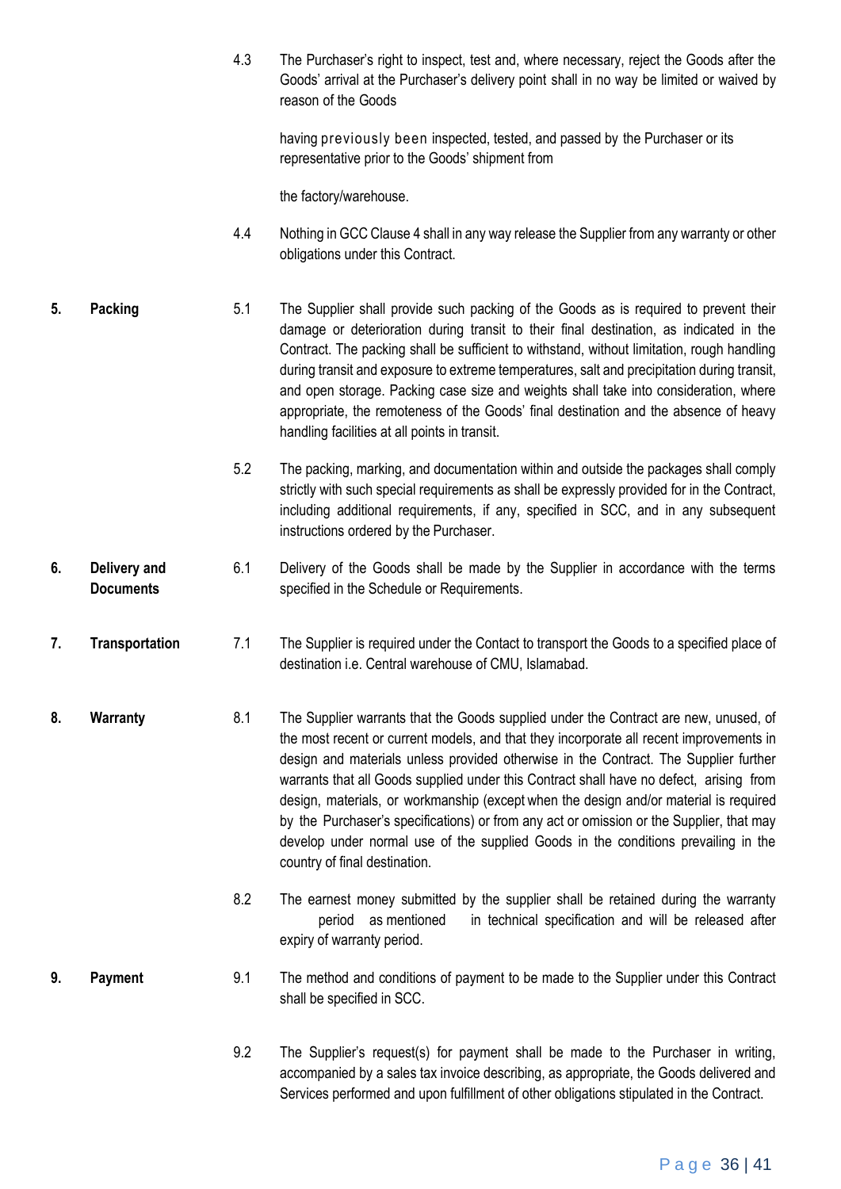4.3 The Purchaser's right to inspect, test and, where necessary, reject the Goods after the Goods' arrival at the Purchaser's delivery point shall in no way be limited or waived by reason of the Goods

having previously been inspected, tested, and passed by the Purchaser or its representative prior to the Goods' shipment from

the factory/warehouse.

4.4 Nothing in GCC Clause 4 shall in any way release the Supplier from any warranty or other obligations under this Contract.

**5. Packing**

5.1 The Supplier shall provide such packing of the Goods as is required to prevent their damage or deterioration during transit to their final destination, as indicated in the Contract. The packing shall be sufficient to withstand, without limitation, rough handling during transit and exposure to extreme temperatures, salt and precipitation during transit, and open storage. Packing case size and weights shall take into consideration, where appropriate, the remoteness of the Goods' final destination and the absence of heavy handling facilities at all points in transit.

5.2 The packing, marking, and documentation within and outside the packages shall comply strictly with such special requirements as shall be expressly provided for in the Contract, including additional requirements, if any, specified in SCC, and in any subsequent instructions ordered by the Purchaser.

**6. Delivery and Documents**

6.1 Delivery of the Goods shall be made by the Supplier in accordance with the terms specified in the Schedule or Requirements.

**7. Transportation**

7.1 The Supplier is required under the Contact to transport the Goods to a specified place of destination i.e. Central warehouse of CMU, Islamabad.

**8. Warranty**

8.1 The Supplier warrants that the Goods supplied under the Contract are new, unused, of the most recent or current models, and that they incorporate all recent improvements in design and materials unless provided otherwise in the Contract. The Supplier further warrants that all Goods supplied under this Contract shall have no defect, arising from design, materials, or workmanship (except when the design and/or material is required by the Purchaser's specifications) or from any act or omission or the Supplier, that may develop under normal use of the supplied Goods in the conditions prevailing in the country of final destination.

8.2 The earnest money submitted by the supplier shall be retained during the warranty period as mentioned in technical specification and will be released after expiry of warranty period.

**9. Payment**

9.1 The method and conditions of payment to be made to the Supplier under this Contract shall be specified in SCC.

9.2 The Supplier's request(s) for payment shall be made to the Purchaser in writing, accompanied by a sales tax invoice describing, as appropriate, the Goods delivered and Services performed and upon fulfillment of other obligations stipulated in the Contract.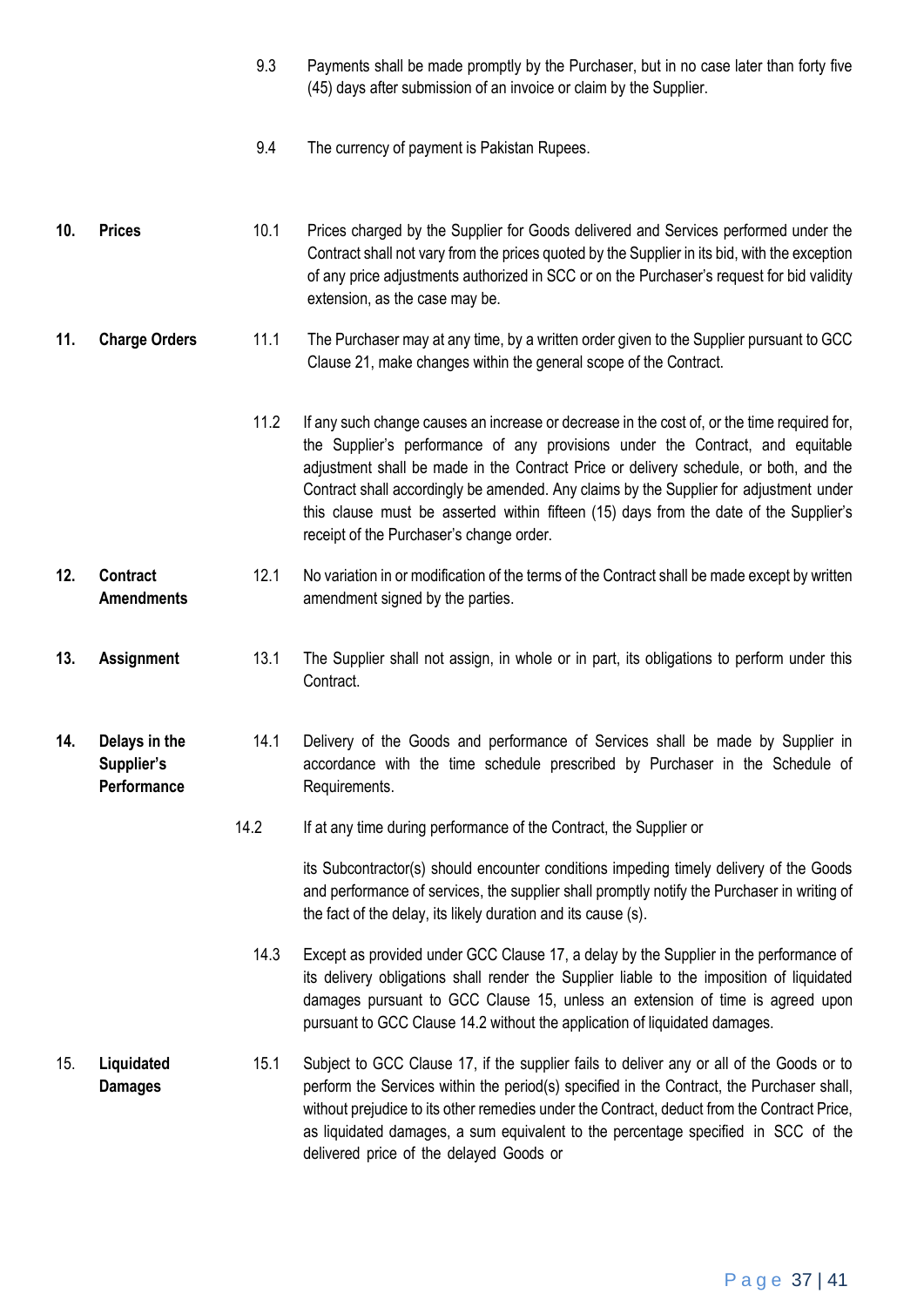9.3 Payments shall be made promptly by the Purchaser, but in no case later than forty five (45) days after submission of an invoice or claim by the Supplier.

9.4 The currency of payment is Pakistan Rupees.

**10. Prices**

10.1 Prices charged by the Supplier for Goods delivered and Services performed under the Contract shall not vary from the prices quoted by the Supplier in its bid, with the exception of any price adjustments authorized in SCC or on the Purchaser's request for bid validity extension, as the case may be.

**11. Charge Orders**

11.1 The Purchaser may at any time, by a written order given to the Supplier pursuant to GCC Clause 21, make changes within the general scope of the Contract.

11.2 If any such change causes an increase or decrease in the cost of, or the time required for, the Supplier's performance of any provisions under the Contract, and equitable adjustment shall be made in the Contract Price or delivery schedule, or both, and the Contract shall accordingly be amended. Any claims by the Supplier for adjustment under this clause must be asserted within fifteen (15) days from the date of the Supplier's receipt of the Purchaser's change order.

**12. Contract Amendments**

12.1 No variation in or modification of the terms of the Contract shall be made except by written amendment signed by the parties.

**13. Assignment**

13.1 The Supplier shall not assign, in whole or in part, its obligations to perform under this Contract.

**14. Delays in the Supplier's Performance**

14.1 Delivery of the Goods and performance of Services shall be made by Supplier in accordance with the time schedule prescribed by Purchaser in the Schedule of Requirements.

14.2 If at any time during performance of the Contract, the Supplier or

its Subcontractor(s) should encounter conditions impeding timely delivery of the Goods and performance of services, the supplier shall promptly notify the Purchaser in writing of the fact of the delay, its likely duration and its cause (s).

14.3 Except as provided under GCC Clause 17, a delay by the Supplier in the performance of its delivery obligations shall render the Supplier liable to the imposition of liquidated damages pursuant to GCC Clause 15, unless an extension of time is agreed upon pursuant to GCC Clause 14.2 without the application of liquidated damages.

**15. Liquidated Damages**

15.1 Subject to GCC Clause 17, if the supplier fails to deliver any or all of the Goods or to perform the Services within the period(s) specified in the Contract, the Purchaser shall, without prejudice to its other remedies under the Contract, deduct from the Contract Price, as liquidated damages, a sum equivalent to the percentage specified in SCC of the delivered price of the delayed Goods or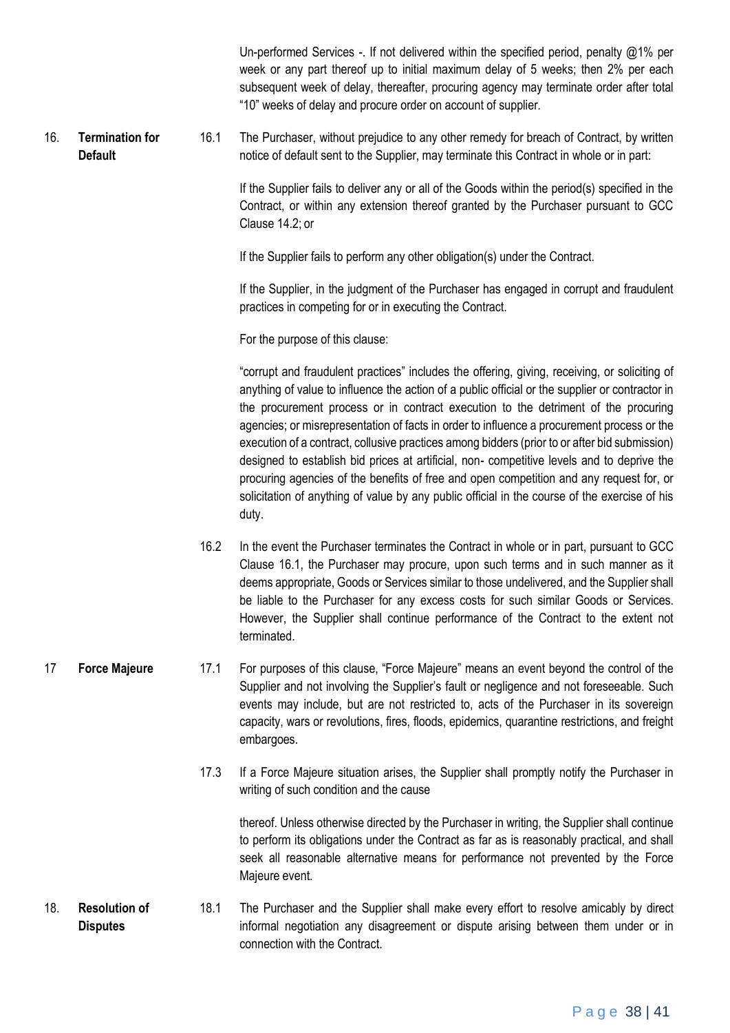Un-performed Services -. If not delivered within the specified period, penalty @1% per week or any part thereof up to initial maximum delay of 5 weeks; then 2% per each subsequent week of delay, thereafter, procuring agency may terminate order after total "10" weeks of delay and procure order on account of supplier.

**16. Termination for Default**

16.1 The Purchaser, without prejudice to any other remedy for breach of Contract, by written notice of default sent to the Supplier, may terminate this Contract in whole or in part:

If the Supplier fails to deliver any or all of the Goods within the period(s) specified in the Contract, or within any extension thereof granted by the Purchaser pursuant to GCC Clause 14.2; or

If the Supplier fails to perform any other obligation(s) under the Contract.

If the Supplier, in the judgment of the Purchaser has engaged in corrupt and fraudulent practices in competing for or in executing the Contract.

For the purpose of this clause:

"corrupt and fraudulent practices" includes the offering, giving, receiving, or soliciting of anything of value to influence the action of a public official or the supplier or contractor in the procurement process or in contract execution to the detriment of the procuring agencies; or misrepresentation of facts in order to influence a procurement process or the execution of a contract, collusive practices among bidders (prior to or after bid submission) designed to establish bid prices at artificial, non- competitive levels and to deprive the procuring agencies of the benefits of free and open competition and any request for, or solicitation of anything of value by any public official in the course of the exercise of his duty.

16.2 In the event the Purchaser terminates the Contract in whole or in part, pursuant to GCC Clause 16.1, the Purchaser may procure, upon such terms and in such manner as it deems appropriate, Goods or Services similar to those undelivered, and the Supplier shall be liable to the Purchaser for any excess costs for such similar Goods or Services. However, the Supplier shall continue performance of the Contract to the extent not terminated.

**17 Force Majeure**

17.1 For purposes of this clause, "Force Majeure" means an event beyond the control of the Supplier and not involving the Supplier's fault or negligence and not foreseeable. Such events may include, but are not restricted to, acts of the Purchaser in its sovereign capacity, wars or revolutions, fires, floods, epidemics, quarantine restrictions, and freight embargoes.

17.3 If a Force Majeure situation arises, the Supplier shall promptly notify the Purchaser in writing of such condition and the cause

thereof. Unless otherwise directed by the Purchaser in writing, the Supplier shall continue to perform its obligations under the Contract as far as is reasonably practical, and shall seek all reasonable alternative means for performance not prevented by the Force Majeure event.

**18. Resolution of Disputes**

18.1 The Purchaser and the Supplier shall make every effort to resolve amicably by direct informal negotiation any disagreement or dispute arising between them under or in connection with the Contract.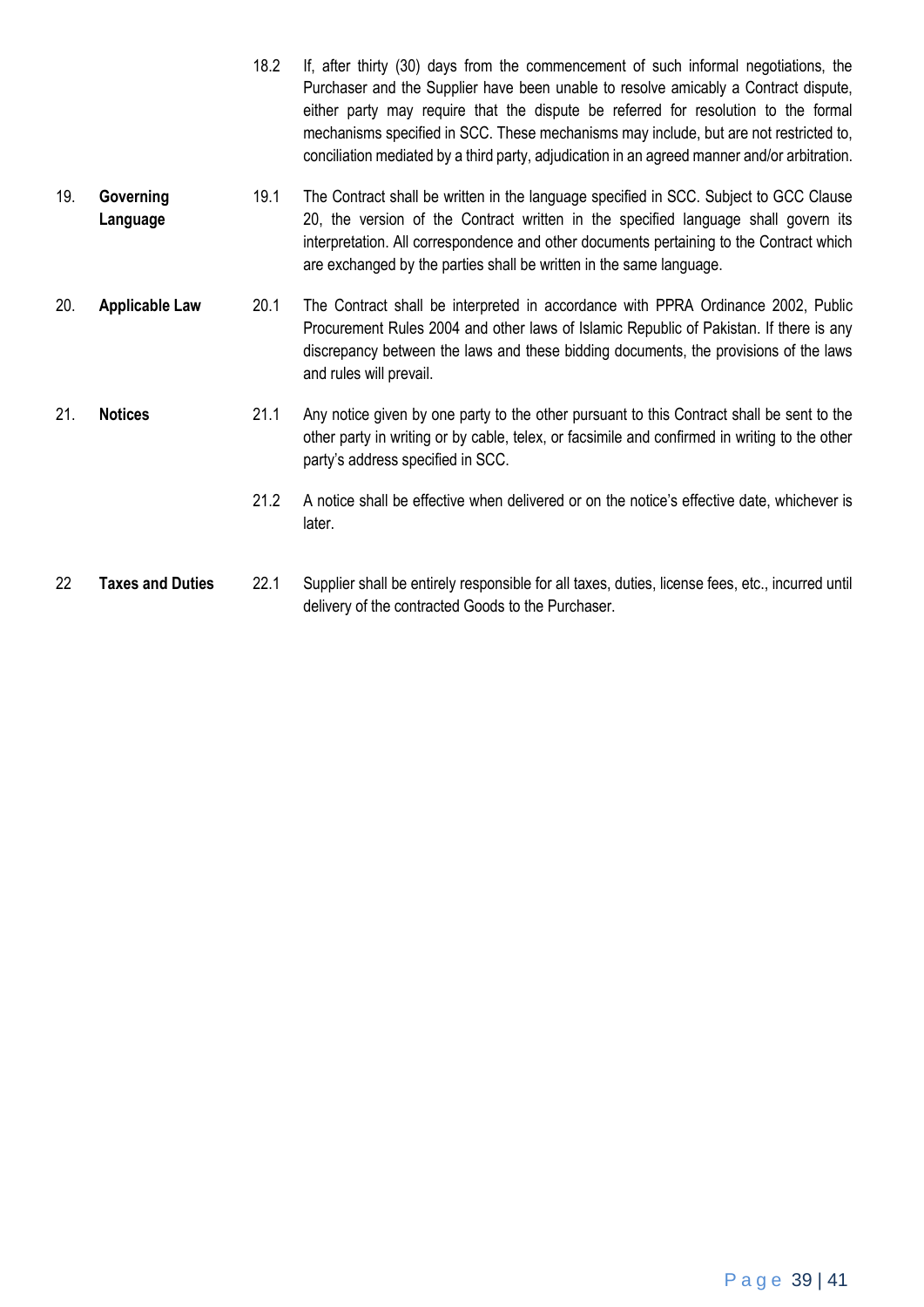| | | | |
|---|---|---|---|
| | | 18.2 | If, after thirty (30) days from the commencement of such informal negotiations, the Purchaser and the Supplier have been unable to resolve amicably a Contract dispute, either party may require that the dispute be referred for resolution to the formal mechanisms specified in SCC. These mechanisms may include, but are not restricted to, conciliation mediated by a third party, adjudication in an agreed manner and/or arbitration. |
| 19. | **Governing Language** | 19.1 | The Contract shall be written in the language specified in SCC. Subject to GCC Clause 20, the version of the Contract written in the specified language shall govern its interpretation. All correspondence and other documents pertaining to the Contract which are exchanged by the parties shall be written in the same language. |
| 20. | **Applicable Law** | 20.1 | The Contract shall be interpreted in accordance with PPRA Ordinance 2002, Public Procurement Rules 2004 and other laws of Islamic Republic of Pakistan. If there is any discrepancy between the laws and these bidding documents, the provisions of the laws and rules will prevail. |
| 21. | **Notices** | 21.1 | Any notice given by one party to the other pursuant to this Contract shall be sent to the other party in writing or by cable, telex, or facsimile and confirmed in writing to the other party's address specified in SCC. |
| | | 21.2 | A notice shall be effective when delivered or on the notice's effective date, whichever is later. |
| 22 | **Taxes and Duties** | 22.1 | Supplier shall be entirely responsible for all taxes, duties, license fees, etc., incurred until delivery of the contracted Goods to the Purchaser. |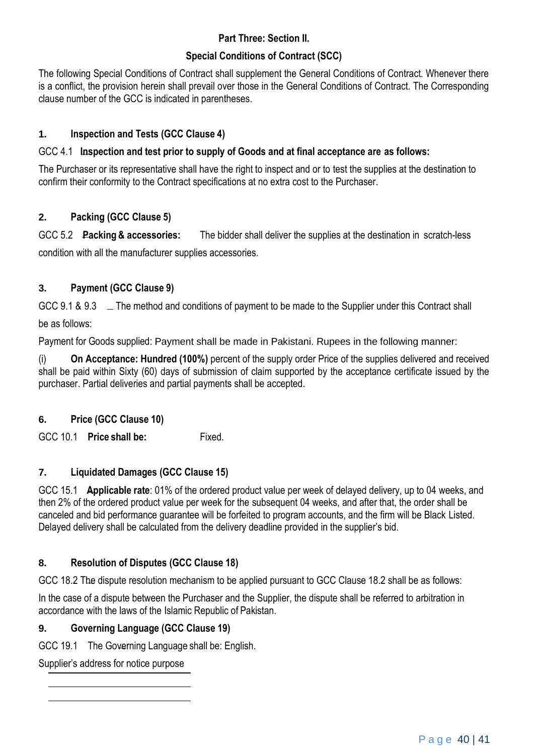**Part Three: Section II.**

**Special Conditions of Contract (SCC)**

The following Special Conditions of Contract shall supplement the General Conditions of Contract. Whenever there is a conflict, the provision herein shall prevail over those in the General Conditions of Contract. The Corresponding clause number of the GCC is indicated in parentheses.

**1. Inspection and Tests (GCC Clause 4)**

GCC 4.1 **Inspection and test prior to supply of Goods and at final acceptance are as follows:**

The Purchaser or its representative shall have the right to inspect and or to test the supplies at the destination to confirm their conformity to the Contract specifications at no extra cost to the Purchaser.

**2. Packing (GCC Clause 5)**

GCC 5.2 **Packing & accessories:** The bidder shall deliver the supplies at the destination in scratch-less condition with all the manufacturer supplies accessories.

**3. Payment (GCC Clause 9)**

GCC 9.1 & 9.3 _ The method and conditions of payment to be made to the Supplier under this Contract shall be as follows:

Payment for Goods supplied: Payment shall be made in Pakistani. Rupees in the following manner:

(i) **On Acceptance: Hundred (100%)** percent of the supply order Price of the supplies delivered and received shall be paid within Sixty (60) days of submission of claim supported by the acceptance certificate issued by the purchaser. Partial deliveries and partial payments shall be accepted.

**6. Price (GCC Clause 10)**

GCC 10.1 **Price shall be:** Fixed.

**7. Liquidated Damages (GCC Clause 15)**

GCC 15.1 **Applicable rate**: 01% of the ordered product value per week of delayed delivery, up to 04 weeks, and then 2% of the ordered product value per week for the subsequent 04 weeks, and after that, the order shall be canceled and bid performance guarantee will be forfeited to program accounts, and the firm will be Black Listed. Delayed delivery shall be calculated from the delivery deadline provided in the supplier's bid.

**8. Resolution of Disputes (GCC Clause 18)**

GCC 18.2 The dispute resolution mechanism to be applied pursuant to GCC Clause 18.2 shall be as follows:

In the case of a dispute between the Purchaser and the Supplier, the dispute shall be referred to arbitration in accordance with the laws of the Islamic Republic of Pakistan.

**9. Governing Language (GCC Clause 19)**

GCC 19.1 The Governing Language shall be: English.

Supplier's address for notice purpose

\_\_\_\_\_\_\_\_\_\_\_\_\_\_\_\_\_\_\_\_\_\_\_\_\_\_\_\_

\_\_\_\_\_\_\_\_\_\_\_\_\_\_\_\_\_\_\_\_\_\_\_\_\_\_\_\_

\_\_\_\_\_\_\_\_\_\_\_\_\_\_\_\_\_\_\_\_\_\_\_\_\_\_\_\_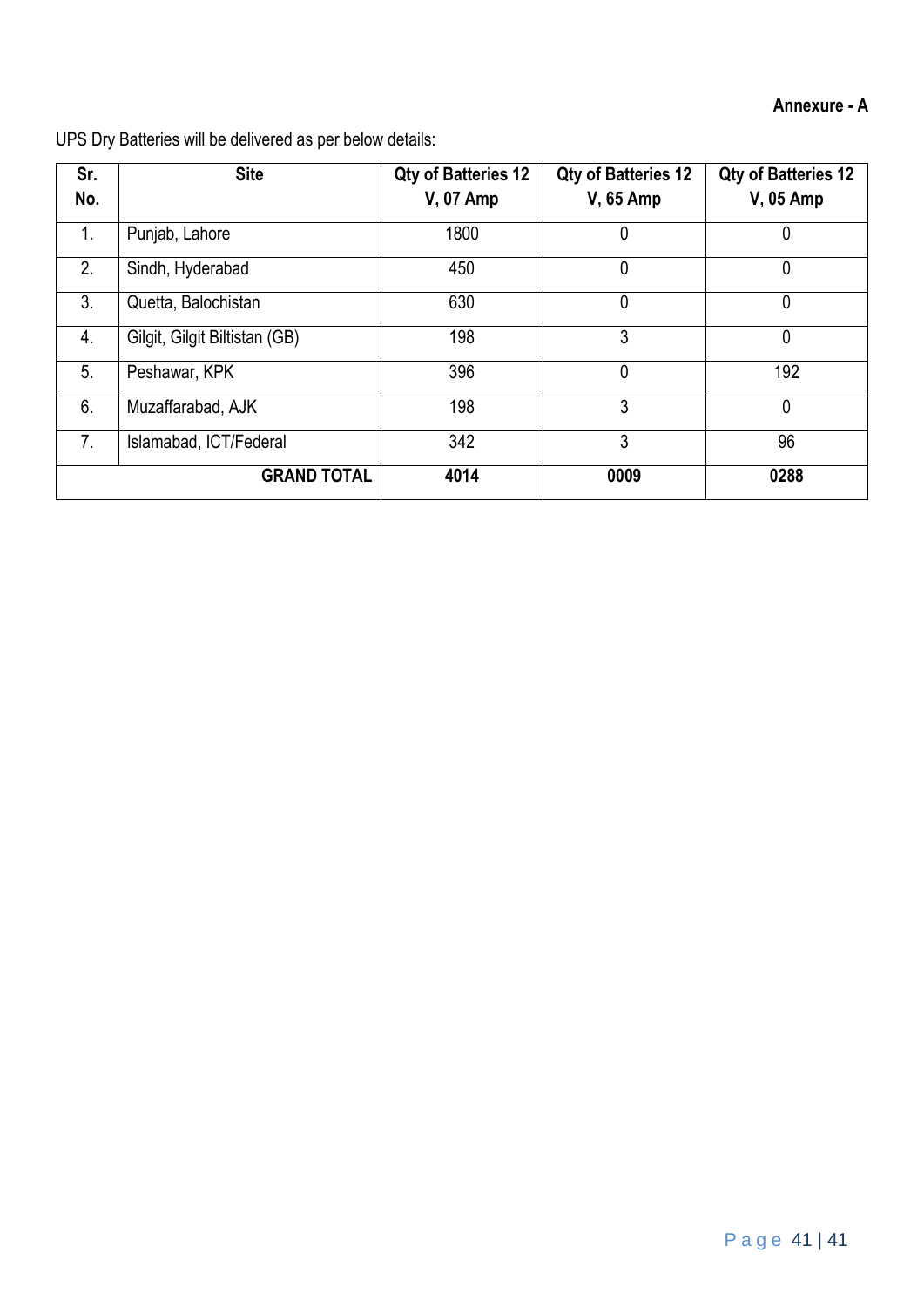**Annexure - A**

UPS Dry Batteries will be delivered as per below details:

| Sr. No. | Site | Qty of Batteries 12 V, 07 Amp | Qty of Batteries 12 V, 65 Amp | Qty of Batteries 12 V, 05 Amp |
|---|---|---|---|---|
| 1. | Punjab, Lahore | 1800 | 0 | 0 |
| 2. | Sindh, Hyderabad | 450 | 0 | 0 |
| 3. | Quetta, Balochistan | 630 | 0 | 0 |
| 4. | Gilgit, Gilgit Biltistan (GB) | 198 | 3 | 0 |
| 5. | Peshawar, KPK | 396 | 0 | 192 |
| 6. | Muzaffarabad, AJK | 198 | 3 | 0 |
| 7. | Islamabad, ICT/Federal | 342 | 3 | 96 |
| | **GRAND TOTAL** | **4014** | **0009** | **0288** |